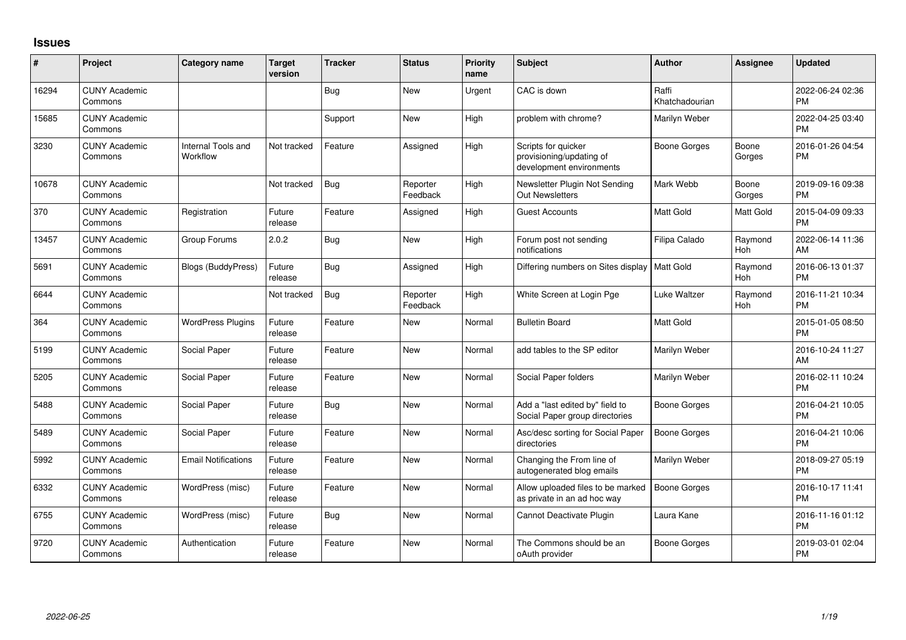# Issues

| # | Project | Category name | Target version | Tracker | Status | Priority name | Subject | Author | Assignee | Updated |
|---|---|---|---|---|---|---|---|---|---|---|
| 16294 | CUNY Academic Commons | | | Bug | New | Urgent | CAC is down | Raffi Khatchadourian | | 2022-06-24 02:36 PM |
| 15685 | CUNY Academic Commons | | | Support | New | High | problem with chrome? | Marilyn Weber | | 2022-04-25 03:40 PM |
| 3230 | CUNY Academic Commons | Internal Tools and Workflow | Not tracked | Feature | Assigned | High | Scripts for quicker provisioning/updating of development environments | Boone Gorges | Boone Gorges | 2016-01-26 04:54 PM |
| 10678 | CUNY Academic Commons | | Not tracked | Bug | Reporter Feedback | High | Newsletter Plugin Not Sending Out Newsletters | Mark Webb | Boone Gorges | 2019-09-16 09:38 PM |
| 370 | CUNY Academic Commons | Registration | Future release | Feature | Assigned | High | Guest Accounts | Matt Gold | Matt Gold | 2015-04-09 09:33 PM |
| 13457 | CUNY Academic Commons | Group Forums | 2.0.2 | Bug | New | High | Forum post not sending notifications | Filipa Calado | Raymond Hoh | 2022-06-14 11:36 AM |
| 5691 | CUNY Academic Commons | Blogs (BuddyPress) | Future release | Bug | Assigned | High | Differing numbers on Sites display | Matt Gold | Raymond Hoh | 2016-06-13 01:37 PM |
| 6644 | CUNY Academic Commons | | Not tracked | Bug | Reporter Feedback | High | White Screen at Login Pge | Luke Waltzer | Raymond Hoh | 2016-11-21 10:34 PM |
| 364 | CUNY Academic Commons | WordPress Plugins | Future release | Feature | New | Normal | Bulletin Board | Matt Gold | | 2015-01-05 08:50 PM |
| 5199 | CUNY Academic Commons | Social Paper | Future release | Feature | New | Normal | add tables to the SP editor | Marilyn Weber | | 2016-10-24 11:27 AM |
| 5205 | CUNY Academic Commons | Social Paper | Future release | Feature | New | Normal | Social Paper folders | Marilyn Weber | | 2016-02-11 10:24 PM |
| 5488 | CUNY Academic Commons | Social Paper | Future release | Bug | New | Normal | Add a "last edited by" field to Social Paper group directories | Boone Gorges | | 2016-04-21 10:05 PM |
| 5489 | CUNY Academic Commons | Social Paper | Future release | Feature | New | Normal | Asc/desc sorting for Social Paper directories | Boone Gorges | | 2016-04-21 10:06 PM |
| 5992 | CUNY Academic Commons | Email Notifications | Future release | Feature | New | Normal | Changing the From line of autogenerated blog emails | Marilyn Weber | | 2018-09-27 05:19 PM |
| 6332 | CUNY Academic Commons | WordPress (misc) | Future release | Feature | New | Normal | Allow uploaded files to be marked as private in an ad hoc way | Boone Gorges | | 2016-10-17 11:41 PM |
| 6755 | CUNY Academic Commons | WordPress (misc) | Future release | Bug | New | Normal | Cannot Deactivate Plugin | Laura Kane | | 2016-11-16 01:12 PM |
| 9720 | CUNY Academic Commons | Authentication | Future release | Feature | New | Normal | The Commons should be an oAuth provider | Boone Gorges | | 2019-03-01 02:04 PM |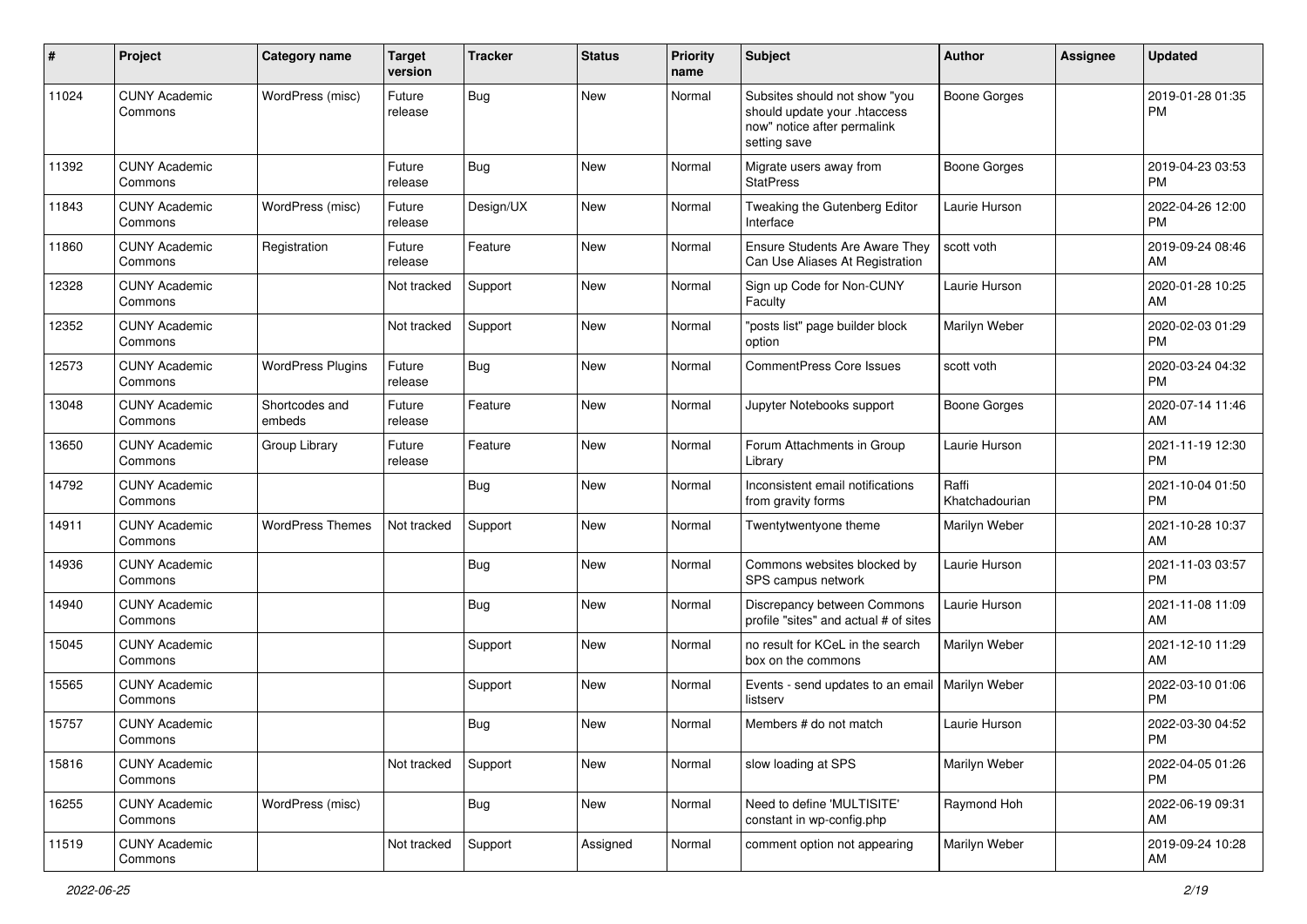| # | Project | Category name | Target version | Tracker | Status | Priority name | Subject | Author | Assignee | Updated |
|---|---|---|---|---|---|---|---|---|---|---|
| 11024 | CUNY Academic Commons | WordPress (misc) | Future release | Bug | New | Normal | Subsites should not show "you should update your .htaccess now" notice after permalink setting save | Boone Gorges | | 2019-01-28 01:35 PM |
| 11392 | CUNY Academic Commons | | Future release | Bug | New | Normal | Migrate users away from StatPress | Boone Gorges | | 2019-04-23 03:53 PM |
| 11843 | CUNY Academic Commons | WordPress (misc) | Future release | Design/UX | New | Normal | Tweaking the Gutenberg Editor Interface | Laurie Hurson | | 2022-04-26 12:00 PM |
| 11860 | CUNY Academic Commons | Registration | Future release | Feature | New | Normal | Ensure Students Are Aware They Can Use Aliases At Registration | scott voth | | 2019-09-24 08:46 AM |
| 12328 | CUNY Academic Commons | | Not tracked | Support | New | Normal | Sign up Code for Non-CUNY Faculty | Laurie Hurson | | 2020-01-28 10:25 AM |
| 12352 | CUNY Academic Commons | | Not tracked | Support | New | Normal | "posts list" page builder block option | Marilyn Weber | | 2020-02-03 01:29 PM |
| 12573 | CUNY Academic Commons | WordPress Plugins | Future release | Bug | New | Normal | CommentPress Core Issues | scott voth | | 2020-03-24 04:32 PM |
| 13048 | CUNY Academic Commons | Shortcodes and embeds | Future release | Feature | New | Normal | Jupyter Notebooks support | Boone Gorges | | 2020-07-14 11:46 AM |
| 13650 | CUNY Academic Commons | Group Library | Future release | Feature | New | Normal | Forum Attachments in Group Library | Laurie Hurson | | 2021-11-19 12:30 PM |
| 14792 | CUNY Academic Commons | | | Bug | New | Normal | Inconsistent email notifications from gravity forms | Raffi Khatchadourian | | 2021-10-04 01:50 PM |
| 14911 | CUNY Academic Commons | WordPress Themes | Not tracked | Support | New | Normal | Twentytwentyone theme | Marilyn Weber | | 2021-10-28 10:37 AM |
| 14936 | CUNY Academic Commons | | | Bug | New | Normal | Commons websites blocked by SPS campus network | Laurie Hurson | | 2021-11-03 03:57 PM |
| 14940 | CUNY Academic Commons | | | Bug | New | Normal | Discrepancy between Commons profile "sites" and actual # of sites | Laurie Hurson | | 2021-11-08 11:09 AM |
| 15045 | CUNY Academic Commons | | | Support | New | Normal | no result for KCeL in the search box on the commons | Marilyn Weber | | 2021-12-10 11:29 AM |
| 15565 | CUNY Academic Commons | | | Support | New | Normal | Events - send updates to an email listserv | Marilyn Weber | | 2022-03-10 01:06 PM |
| 15757 | CUNY Academic Commons | | | Bug | New | Normal | Members # do not match | Laurie Hurson | | 2022-03-30 04:52 PM |
| 15816 | CUNY Academic Commons | | Not tracked | Support | New | Normal | slow loading at SPS | Marilyn Weber | | 2022-04-05 01:26 PM |
| 16255 | CUNY Academic Commons | WordPress (misc) | | Bug | New | Normal | Need to define 'MULTISITE' constant in wp-config.php | Raymond Hoh | | 2022-06-19 09:31 AM |
| 11519 | CUNY Academic Commons | | Not tracked | Support | Assigned | Normal | comment option not appearing | Marilyn Weber | | 2019-09-24 10:28 AM |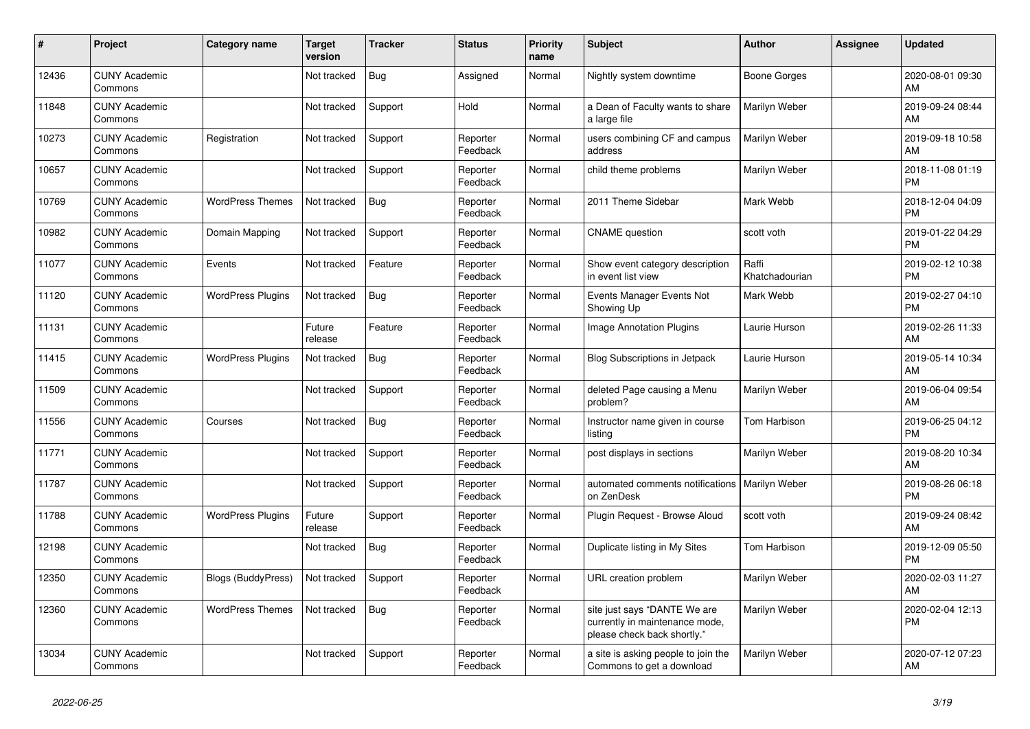| # | Project | Category name | Target version | Tracker | Status | Priority name | Subject | Author | Assignee | Updated |
|---|---|---|---|---|---|---|---|---|---|---|
| 12436 | CUNY Academic Commons | | Not tracked | Bug | Assigned | Normal | Nightly system downtime | Boone Gorges | | 2020-08-01 09:30 AM |
| 11848 | CUNY Academic Commons | | Not tracked | Support | Hold | Normal | a Dean of Faculty wants to share a large file | Marilyn Weber | | 2019-09-24 08:44 AM |
| 10273 | CUNY Academic Commons | Registration | Not tracked | Support | Reporter Feedback | Normal | users combining CF and campus address | Marilyn Weber | | 2019-09-18 10:58 AM |
| 10657 | CUNY Academic Commons | | Not tracked | Support | Reporter Feedback | Normal | child theme problems | Marilyn Weber | | 2018-11-08 01:19 PM |
| 10769 | CUNY Academic Commons | WordPress Themes | Not tracked | Bug | Reporter Feedback | Normal | 2011 Theme Sidebar | Mark Webb | | 2018-12-04 04:09 PM |
| 10982 | CUNY Academic Commons | Domain Mapping | Not tracked | Support | Reporter Feedback | Normal | CNAME question | scott voth | | 2019-01-22 04:29 PM |
| 11077 | CUNY Academic Commons | Events | Not tracked | Feature | Reporter Feedback | Normal | Show event category description in event list view | Raffi Khatchadourian | | 2019-02-12 10:38 PM |
| 11120 | CUNY Academic Commons | WordPress Plugins | Not tracked | Bug | Reporter Feedback | Normal | Events Manager Events Not Showing Up | Mark Webb | | 2019-02-27 04:10 PM |
| 11131 | CUNY Academic Commons | | Future release | Feature | Reporter Feedback | Normal | Image Annotation Plugins | Laurie Hurson | | 2019-02-26 11:33 AM |
| 11415 | CUNY Academic Commons | WordPress Plugins | Not tracked | Bug | Reporter Feedback | Normal | Blog Subscriptions in Jetpack | Laurie Hurson | | 2019-05-14 10:34 AM |
| 11509 | CUNY Academic Commons | | Not tracked | Support | Reporter Feedback | Normal | deleted Page causing a Menu problem? | Marilyn Weber | | 2019-06-04 09:54 AM |
| 11556 | CUNY Academic Commons | Courses | Not tracked | Bug | Reporter Feedback | Normal | Instructor name given in course listing | Tom Harbison | | 2019-06-25 04:12 PM |
| 11771 | CUNY Academic Commons | | Not tracked | Support | Reporter Feedback | Normal | post displays in sections | Marilyn Weber | | 2019-08-20 10:34 AM |
| 11787 | CUNY Academic Commons | | Not tracked | Support | Reporter Feedback | Normal | automated comments notifications on ZenDesk | Marilyn Weber | | 2019-08-26 06:18 PM |
| 11788 | CUNY Academic Commons | WordPress Plugins | Future release | Support | Reporter Feedback | Normal | Plugin Request - Browse Aloud | scott voth | | 2019-09-24 08:42 AM |
| 12198 | CUNY Academic Commons | | Not tracked | Bug | Reporter Feedback | Normal | Duplicate listing in My Sites | Tom Harbison | | 2019-12-09 05:50 PM |
| 12350 | CUNY Academic Commons | Blogs (BuddyPress) | Not tracked | Support | Reporter Feedback | Normal | URL creation problem | Marilyn Weber | | 2020-02-03 11:27 AM |
| 12360 | CUNY Academic Commons | WordPress Themes | Not tracked | Bug | Reporter Feedback | Normal | site just says "DANTE We are currently in maintenance mode, please check back shortly." | Marilyn Weber | | 2020-02-04 12:13 PM |
| 13034 | CUNY Academic Commons | | Not tracked | Support | Reporter Feedback | Normal | a site is asking people to join the Commons to get a download | Marilyn Weber | | 2020-07-12 07:23 AM |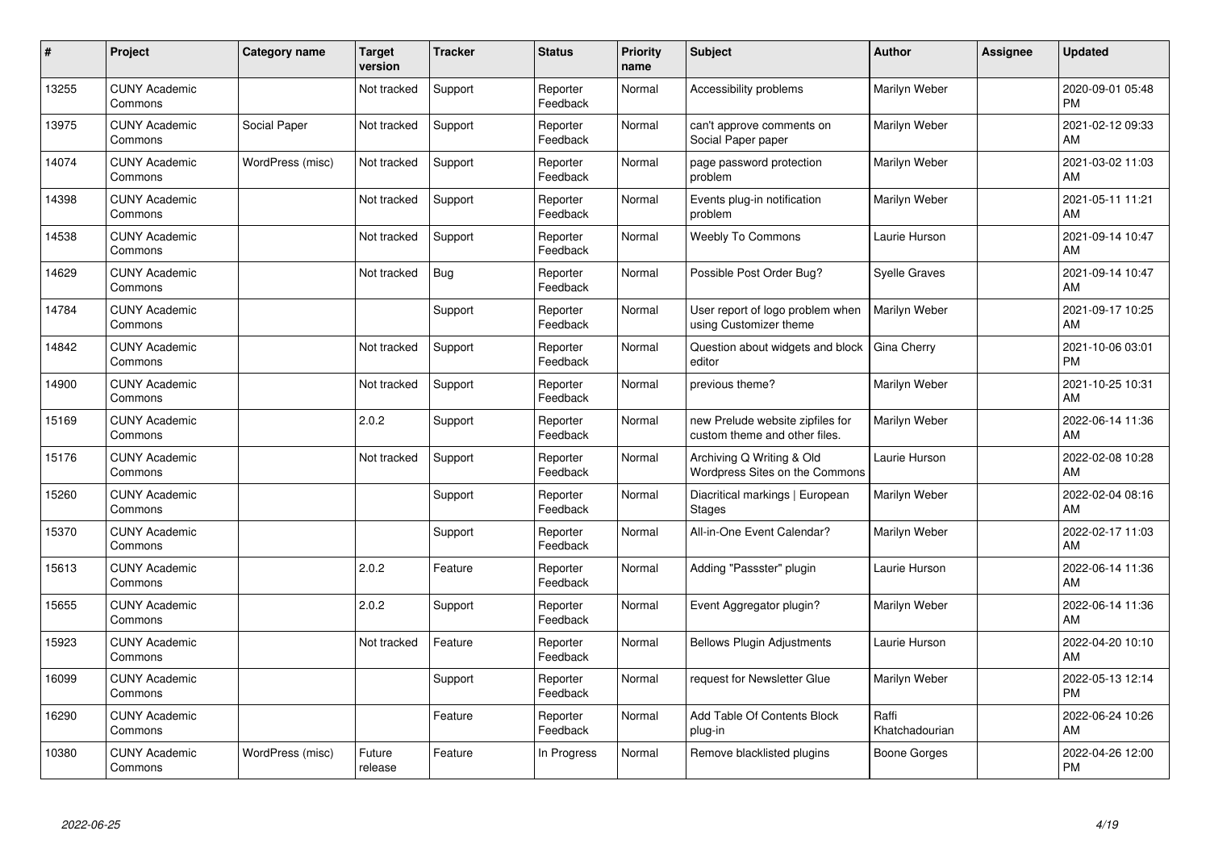| # | Project | Category name | Target version | Tracker | Status | Priority name | Subject | Author | Assignee | Updated |
|---|---|---|---|---|---|---|---|---|---|---|
| 13255 | CUNY Academic Commons | | Not tracked | Support | Reporter Feedback | Normal | Accessibility problems | Marilyn Weber | | 2020-09-01 05:48 PM |
| 13975 | CUNY Academic Commons | Social Paper | Not tracked | Support | Reporter Feedback | Normal | can't approve comments on Social Paper paper | Marilyn Weber | | 2021-02-12 09:33 AM |
| 14074 | CUNY Academic Commons | WordPress (misc) | Not tracked | Support | Reporter Feedback | Normal | page password protection problem | Marilyn Weber | | 2021-03-02 11:03 AM |
| 14398 | CUNY Academic Commons | | Not tracked | Support | Reporter Feedback | Normal | Events plug-in notification problem | Marilyn Weber | | 2021-05-11 11:21 AM |
| 14538 | CUNY Academic Commons | | Not tracked | Support | Reporter Feedback | Normal | Weebly To Commons | Laurie Hurson | | 2021-09-14 10:47 AM |
| 14629 | CUNY Academic Commons | | Not tracked | Bug | Reporter Feedback | Normal | Possible Post Order Bug? | Syelle Graves | | 2021-09-14 10:47 AM |
| 14784 | CUNY Academic Commons | | | Support | Reporter Feedback | Normal | User report of logo problem when using Customizer theme | Marilyn Weber | | 2021-09-17 10:25 AM |
| 14842 | CUNY Academic Commons | | Not tracked | Support | Reporter Feedback | Normal | Question about widgets and block editor | Gina Cherry | | 2021-10-06 03:01 PM |
| 14900 | CUNY Academic Commons | | Not tracked | Support | Reporter Feedback | Normal | previous theme? | Marilyn Weber | | 2021-10-25 10:31 AM |
| 15169 | CUNY Academic Commons | | 2.0.2 | Support | Reporter Feedback | Normal | new Prelude website zipfiles for custom theme and other files. | Marilyn Weber | | 2022-06-14 11:36 AM |
| 15176 | CUNY Academic Commons | | Not tracked | Support | Reporter Feedback | Normal | Archiving Q Writing & Old Wordpress Sites on the Commons | Laurie Hurson | | 2022-02-08 10:28 AM |
| 15260 | CUNY Academic Commons | | | Support | Reporter Feedback | Normal | Diacritical markings \| European Stages | Marilyn Weber | | 2022-02-04 08:16 AM |
| 15370 | CUNY Academic Commons | | | Support | Reporter Feedback | Normal | All-in-One Event Calendar? | Marilyn Weber | | 2022-02-17 11:03 AM |
| 15613 | CUNY Academic Commons | | 2.0.2 | Feature | Reporter Feedback | Normal | Adding "Passster" plugin | Laurie Hurson | | 2022-06-14 11:36 AM |
| 15655 | CUNY Academic Commons | | 2.0.2 | Support | Reporter Feedback | Normal | Event Aggregator plugin? | Marilyn Weber | | 2022-06-14 11:36 AM |
| 15923 | CUNY Academic Commons | | Not tracked | Feature | Reporter Feedback | Normal | Bellows Plugin Adjustments | Laurie Hurson | | 2022-04-20 10:10 AM |
| 16099 | CUNY Academic Commons | | | Support | Reporter Feedback | Normal | request for Newsletter Glue | Marilyn Weber | | 2022-05-13 12:14 PM |
| 16290 | CUNY Academic Commons | | | Feature | Reporter Feedback | Normal | Add Table Of Contents Block plug-in | Raffi Khatchadourian | | 2022-06-24 10:26 AM |
| 10380 | CUNY Academic Commons | WordPress (misc) | Future release | Feature | In Progress | Normal | Remove blacklisted plugins | Boone Gorges | | 2022-04-26 12:00 PM |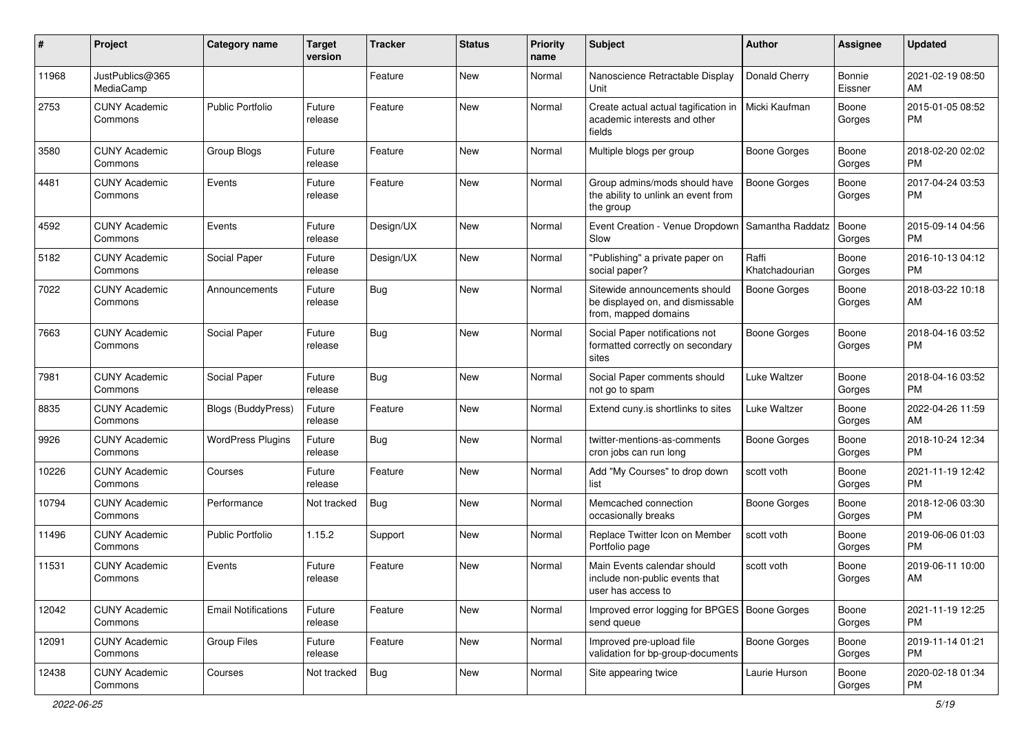| # | Project | Category name | Target version | Tracker | Status | Priority name | Subject | Author | Assignee | Updated |
|---|---|---|---|---|---|---|---|---|---|---|
| 11968 | JustPublics@365 MediaCamp | | | Feature | New | Normal | Nanoscience Retractable Display Unit | Donald Cherry | Bonnie Eissner | 2021-02-19 08:50 AM |
| 2753 | CUNY Academic Commons | Public Portfolio | Future release | Feature | New | Normal | Create actual actual tagification in academic interests and other fields | Micki Kaufman | Boone Gorges | 2015-01-05 08:52 PM |
| 3580 | CUNY Academic Commons | Group Blogs | Future release | Feature | New | Normal | Multiple blogs per group | Boone Gorges | Boone Gorges | 2018-02-20 02:02 PM |
| 4481 | CUNY Academic Commons | Events | Future release | Feature | New | Normal | Group admins/mods should have the ability to unlink an event from the group | Boone Gorges | Boone Gorges | 2017-04-24 03:53 PM |
| 4592 | CUNY Academic Commons | Events | Future release | Design/UX | New | Normal | Event Creation - Venue Dropdown Slow | Samantha Raddatz | Boone Gorges | 2015-09-14 04:56 PM |
| 5182 | CUNY Academic Commons | Social Paper | Future release | Design/UX | New | Normal | "Publishing" a private paper on social paper? | Raffi Khatchadourian | Boone Gorges | 2016-10-13 04:12 PM |
| 7022 | CUNY Academic Commons | Announcements | Future release | Bug | New | Normal | Sitewide announcements should be displayed on, and dismissable from, mapped domains | Boone Gorges | Boone Gorges | 2018-03-22 10:18 AM |
| 7663 | CUNY Academic Commons | Social Paper | Future release | Bug | New | Normal | Social Paper notifications not formatted correctly on secondary sites | Boone Gorges | Boone Gorges | 2018-04-16 03:52 PM |
| 7981 | CUNY Academic Commons | Social Paper | Future release | Bug | New | Normal | Social Paper comments should not go to spam | Luke Waltzer | Boone Gorges | 2018-04-16 03:52 PM |
| 8835 | CUNY Academic Commons | Blogs (BuddyPress) | Future release | Feature | New | Normal | Extend cuny.is shortlinks to sites | Luke Waltzer | Boone Gorges | 2022-04-26 11:59 AM |
| 9926 | CUNY Academic Commons | WordPress Plugins | Future release | Bug | New | Normal | twitter-mentions-as-comments cron jobs can run long | Boone Gorges | Boone Gorges | 2018-10-24 12:34 PM |
| 10226 | CUNY Academic Commons | Courses | Future release | Feature | New | Normal | Add "My Courses" to drop down list | scott voth | Boone Gorges | 2021-11-19 12:42 PM |
| 10794 | CUNY Academic Commons | Performance | Not tracked | Bug | New | Normal | Memcached connection occasionally breaks | Boone Gorges | Boone Gorges | 2018-12-06 03:30 PM |
| 11496 | CUNY Academic Commons | Public Portfolio | 1.15.2 | Support | New | Normal | Replace Twitter Icon on Member Portfolio page | scott voth | Boone Gorges | 2019-06-06 01:03 PM |
| 11531 | CUNY Academic Commons | Events | Future release | Feature | New | Normal | Main Events calendar should include non-public events that user has access to | scott voth | Boone Gorges | 2019-06-11 10:00 AM |
| 12042 | CUNY Academic Commons | Email Notifications | Future release | Feature | New | Normal | Improved error logging for BPGES send queue | Boone Gorges | Boone Gorges | 2021-11-19 12:25 PM |
| 12091 | CUNY Academic Commons | Group Files | Future release | Feature | New | Normal | Improved pre-upload file validation for bp-group-documents | Boone Gorges | Boone Gorges | 2019-11-14 01:21 PM |
| 12438 | CUNY Academic Commons | Courses | Not tracked | Bug | New | Normal | Site appearing twice | Laurie Hurson | Boone Gorges | 2020-02-18 01:34 PM |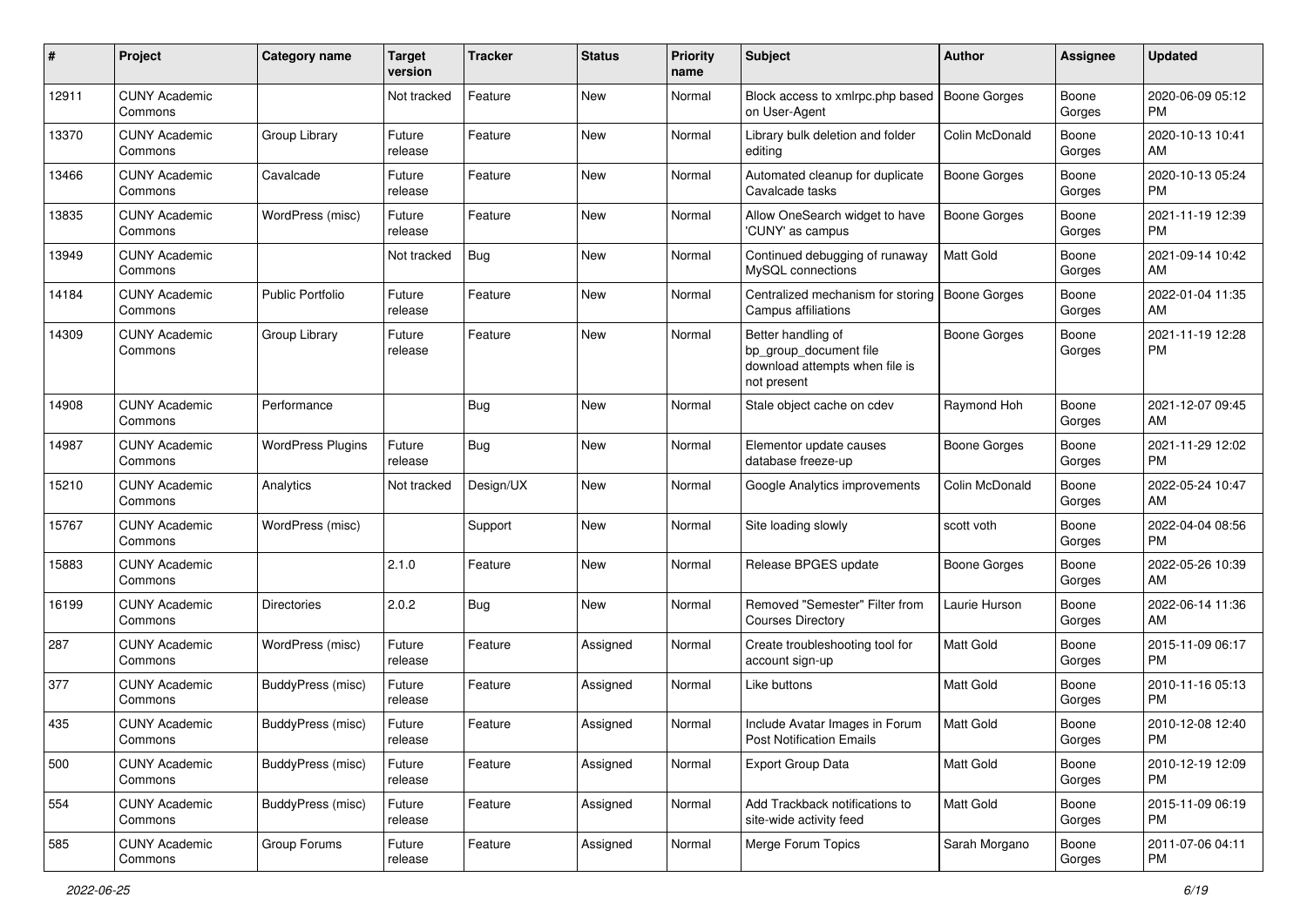| # | Project | Category name | Target version | Tracker | Status | Priority name | Subject | Author | Assignee | Updated |
|---|---|---|---|---|---|---|---|---|---|---|
| 12911 | CUNY Academic Commons | | Not tracked | Feature | New | Normal | Block access to xmlrpc.php based on User-Agent | Boone Gorges | Boone Gorges | 2020-06-09 05:12 PM |
| 13370 | CUNY Academic Commons | Group Library | Future release | Feature | New | Normal | Library bulk deletion and folder editing | Colin McDonald | Boone Gorges | 2020-10-13 10:41 AM |
| 13466 | CUNY Academic Commons | Cavalcade | Future release | Feature | New | Normal | Automated cleanup for duplicate Cavalcade tasks | Boone Gorges | Boone Gorges | 2020-10-13 05:24 PM |
| 13835 | CUNY Academic Commons | WordPress (misc) | Future release | Feature | New | Normal | Allow OneSearch widget to have 'CUNY' as campus | Boone Gorges | Boone Gorges | 2021-11-19 12:39 PM |
| 13949 | CUNY Academic Commons | | Not tracked | Bug | New | Normal | Continued debugging of runaway MySQL connections | Matt Gold | Boone Gorges | 2021-09-14 10:42 AM |
| 14184 | CUNY Academic Commons | Public Portfolio | Future release | Feature | New | Normal | Centralized mechanism for storing Campus affiliations | Boone Gorges | Boone Gorges | 2022-01-04 11:35 AM |
| 14309 | CUNY Academic Commons | Group Library | Future release | Feature | New | Normal | Better handling of bp_group_document file download attempts when file is not present | Boone Gorges | Boone Gorges | 2021-11-19 12:28 PM |
| 14908 | CUNY Academic Commons | Performance | | Bug | New | Normal | Stale object cache on cdev | Raymond Hoh | Boone Gorges | 2021-12-07 09:45 AM |
| 14987 | CUNY Academic Commons | WordPress Plugins | Future release | Bug | New | Normal | Elementor update causes database freeze-up | Boone Gorges | Boone Gorges | 2021-11-29 12:02 PM |
| 15210 | CUNY Academic Commons | Analytics | Not tracked | Design/UX | New | Normal | Google Analytics improvements | Colin McDonald | Boone Gorges | 2022-05-24 10:47 AM |
| 15767 | CUNY Academic Commons | WordPress (misc) | | Support | New | Normal | Site loading slowly | scott voth | Boone Gorges | 2022-04-04 08:56 PM |
| 15883 | CUNY Academic Commons | | 2.1.0 | Feature | New | Normal | Release BPGES update | Boone Gorges | Boone Gorges | 2022-05-26 10:39 AM |
| 16199 | CUNY Academic Commons | Directories | 2.0.2 | Bug | New | Normal | Removed "Semester" Filter from Courses Directory | Laurie Hurson | Boone Gorges | 2022-06-14 11:36 AM |
| 287 | CUNY Academic Commons | WordPress (misc) | Future release | Feature | Assigned | Normal | Create troubleshooting tool for account sign-up | Matt Gold | Boone Gorges | 2015-11-09 06:17 PM |
| 377 | CUNY Academic Commons | BuddyPress (misc) | Future release | Feature | Assigned | Normal | Like buttons | Matt Gold | Boone Gorges | 2010-11-16 05:13 PM |
| 435 | CUNY Academic Commons | BuddyPress (misc) | Future release | Feature | Assigned | Normal | Include Avatar Images in Forum Post Notification Emails | Matt Gold | Boone Gorges | 2010-12-08 12:40 PM |
| 500 | CUNY Academic Commons | BuddyPress (misc) | Future release | Feature | Assigned | Normal | Export Group Data | Matt Gold | Boone Gorges | 2010-12-19 12:09 PM |
| 554 | CUNY Academic Commons | BuddyPress (misc) | Future release | Feature | Assigned | Normal | Add Trackback notifications to site-wide activity feed | Matt Gold | Boone Gorges | 2015-11-09 06:19 PM |
| 585 | CUNY Academic Commons | Group Forums | Future release | Feature | Assigned | Normal | Merge Forum Topics | Sarah Morgano | Boone Gorges | 2011-07-06 04:11 PM |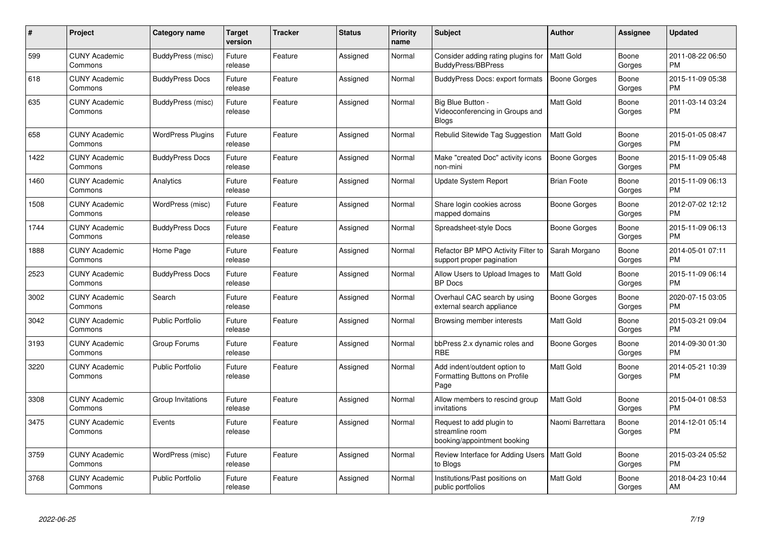| # | Project | Category name | Target version | Tracker | Status | Priority name | Subject | Author | Assignee | Updated |
|---|---|---|---|---|---|---|---|---|---|---|
| 599 | CUNY Academic Commons | BuddyPress (misc) | Future release | Feature | Assigned | Normal | Consider adding rating plugins for BuddyPress/BBPress | Matt Gold | Boone Gorges | 2011-08-22 06:50 PM |
| 618 | CUNY Academic Commons | BuddyPress Docs | Future release | Feature | Assigned | Normal | BuddyPress Docs: export formats | Boone Gorges | Boone Gorges | 2015-11-09 05:38 PM |
| 635 | CUNY Academic Commons | BuddyPress (misc) | Future release | Feature | Assigned | Normal | Big Blue Button - Videoconferencing in Groups and Blogs | Matt Gold | Boone Gorges | 2011-03-14 03:24 PM |
| 658 | CUNY Academic Commons | WordPress Plugins | Future release | Feature | Assigned | Normal | Rebulid Sitewide Tag Suggestion | Matt Gold | Boone Gorges | 2015-01-05 08:47 PM |
| 1422 | CUNY Academic Commons | BuddyPress Docs | Future release | Feature | Assigned | Normal | Make "created Doc" activity icons non-mini | Boone Gorges | Boone Gorges | 2015-11-09 05:48 PM |
| 1460 | CUNY Academic Commons | Analytics | Future release | Feature | Assigned | Normal | Update System Report | Brian Foote | Boone Gorges | 2015-11-09 06:13 PM |
| 1508 | CUNY Academic Commons | WordPress (misc) | Future release | Feature | Assigned | Normal | Share login cookies across mapped domains | Boone Gorges | Boone Gorges | 2012-07-02 12:12 PM |
| 1744 | CUNY Academic Commons | BuddyPress Docs | Future release | Feature | Assigned | Normal | Spreadsheet-style Docs | Boone Gorges | Boone Gorges | 2015-11-09 06:13 PM |
| 1888 | CUNY Academic Commons | Home Page | Future release | Feature | Assigned | Normal | Refactor BP MPO Activity Filter to support proper pagination | Sarah Morgano | Boone Gorges | 2014-05-01 07:11 PM |
| 2523 | CUNY Academic Commons | BuddyPress Docs | Future release | Feature | Assigned | Normal | Allow Users to Upload Images to BP Docs | Matt Gold | Boone Gorges | 2015-11-09 06:14 PM |
| 3002 | CUNY Academic Commons | Search | Future release | Feature | Assigned | Normal | Overhaul CAC search by using external search appliance | Boone Gorges | Boone Gorges | 2020-07-15 03:05 PM |
| 3042 | CUNY Academic Commons | Public Portfolio | Future release | Feature | Assigned | Normal | Browsing member interests | Matt Gold | Boone Gorges | 2015-03-21 09:04 PM |
| 3193 | CUNY Academic Commons | Group Forums | Future release | Feature | Assigned | Normal | bbPress 2.x dynamic roles and RBE | Boone Gorges | Boone Gorges | 2014-09-30 01:30 PM |
| 3220 | CUNY Academic Commons | Public Portfolio | Future release | Feature | Assigned | Normal | Add indent/outdent option to Formatting Buttons on Profile Page | Matt Gold | Boone Gorges | 2014-05-21 10:39 PM |
| 3308 | CUNY Academic Commons | Group Invitations | Future release | Feature | Assigned | Normal | Allow members to rescind group invitations | Matt Gold | Boone Gorges | 2015-04-01 08:53 PM |
| 3475 | CUNY Academic Commons | Events | Future release | Feature | Assigned | Normal | Request to add plugin to streamline room booking/appointment booking | Naomi Barrettara | Boone Gorges | 2014-12-01 05:14 PM |
| 3759 | CUNY Academic Commons | WordPress (misc) | Future release | Feature | Assigned | Normal | Review Interface for Adding Users to Blogs | Matt Gold | Boone Gorges | 2015-03-24 05:52 PM |
| 3768 | CUNY Academic Commons | Public Portfolio | Future release | Feature | Assigned | Normal | Institutions/Past positions on public portfolios | Matt Gold | Boone Gorges | 2018-04-23 10:44 AM |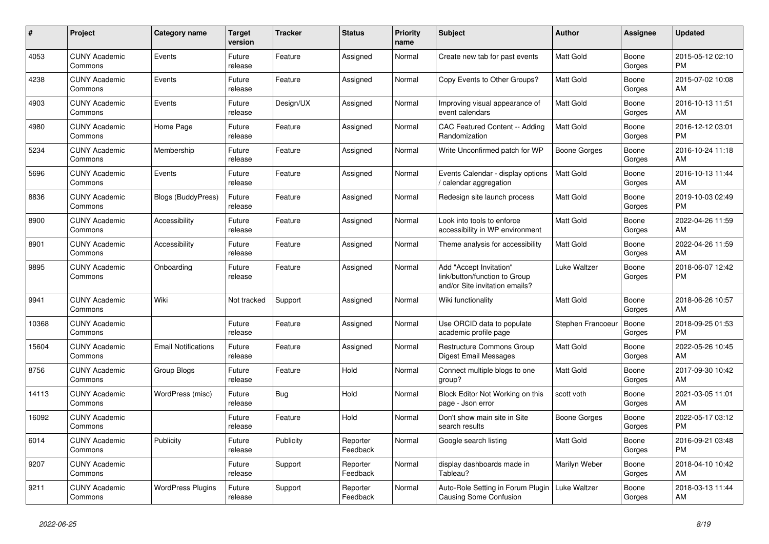| # | Project | Category name | Target version | Tracker | Status | Priority name | Subject | Author | Assignee | Updated |
|---|---|---|---|---|---|---|---|---|---|---|
| 4053 | CUNY Academic Commons | Events | Future release | Feature | Assigned | Normal | Create new tab for past events | Matt Gold | Boone Gorges | 2015-05-12 02:10 PM |
| 4238 | CUNY Academic Commons | Events | Future release | Feature | Assigned | Normal | Copy Events to Other Groups? | Matt Gold | Boone Gorges | 2015-07-02 10:08 AM |
| 4903 | CUNY Academic Commons | Events | Future release | Design/UX | Assigned | Normal | Improving visual appearance of event calendars | Matt Gold | Boone Gorges | 2016-10-13 11:51 AM |
| 4980 | CUNY Academic Commons | Home Page | Future release | Feature | Assigned | Normal | CAC Featured Content -- Adding Randomization | Matt Gold | Boone Gorges | 2016-12-12 03:01 PM |
| 5234 | CUNY Academic Commons | Membership | Future release | Feature | Assigned | Normal | Write Unconfirmed patch for WP | Boone Gorges | Boone Gorges | 2016-10-24 11:18 AM |
| 5696 | CUNY Academic Commons | Events | Future release | Feature | Assigned | Normal | Events Calendar - display options / calendar aggregation | Matt Gold | Boone Gorges | 2016-10-13 11:44 AM |
| 8836 | CUNY Academic Commons | Blogs (BuddyPress) | Future release | Feature | Assigned | Normal | Redesign site launch process | Matt Gold | Boone Gorges | 2019-10-03 02:49 PM |
| 8900 | CUNY Academic Commons | Accessibility | Future release | Feature | Assigned | Normal | Look into tools to enforce accessibility in WP environment | Matt Gold | Boone Gorges | 2022-04-26 11:59 AM |
| 8901 | CUNY Academic Commons | Accessibility | Future release | Feature | Assigned | Normal | Theme analysis for accessibility | Matt Gold | Boone Gorges | 2022-04-26 11:59 AM |
| 9895 | CUNY Academic Commons | Onboarding | Future release | Feature | Assigned | Normal | Add "Accept Invitation" link/button/function to Group and/or Site invitation emails? | Luke Waltzer | Boone Gorges | 2018-06-07 12:42 PM |
| 9941 | CUNY Academic Commons | Wiki | Not tracked | Support | Assigned | Normal | Wiki functionality | Matt Gold | Boone Gorges | 2018-06-26 10:57 AM |
| 10368 | CUNY Academic Commons | | Future release | Feature | Assigned | Normal | Use ORCID data to populate academic profile page | Stephen Francoeur | Boone Gorges | 2018-09-25 01:53 PM |
| 15604 | CUNY Academic Commons | Email Notifications | Future release | Feature | Assigned | Normal | Restructure Commons Group Digest Email Messages | Matt Gold | Boone Gorges | 2022-05-26 10:45 AM |
| 8756 | CUNY Academic Commons | Group Blogs | Future release | Feature | Hold | Normal | Connect multiple blogs to one group? | Matt Gold | Boone Gorges | 2017-09-30 10:42 AM |
| 14113 | CUNY Academic Commons | WordPress (misc) | Future release | Bug | Hold | Normal | Block Editor Not Working on this page - Json error | scott voth | Boone Gorges | 2021-03-05 11:01 AM |
| 16092 | CUNY Academic Commons | | Future release | Feature | Hold | Normal | Don't show main site in Site search results | Boone Gorges | Boone Gorges | 2022-05-17 03:12 PM |
| 6014 | CUNY Academic Commons | Publicity | Future release | Publicity | Reporter Feedback | Normal | Google search listing | Matt Gold | Boone Gorges | 2016-09-21 03:48 PM |
| 9207 | CUNY Academic Commons | | Future release | Support | Reporter Feedback | Normal | display dashboards made in Tableau? | Marilyn Weber | Boone Gorges | 2018-04-10 10:42 AM |
| 9211 | CUNY Academic Commons | WordPress Plugins | Future release | Support | Reporter Feedback | Normal | Auto-Role Setting in Forum Plugin Causing Some Confusion | Luke Waltzer | Boone Gorges | 2018-03-13 11:44 AM |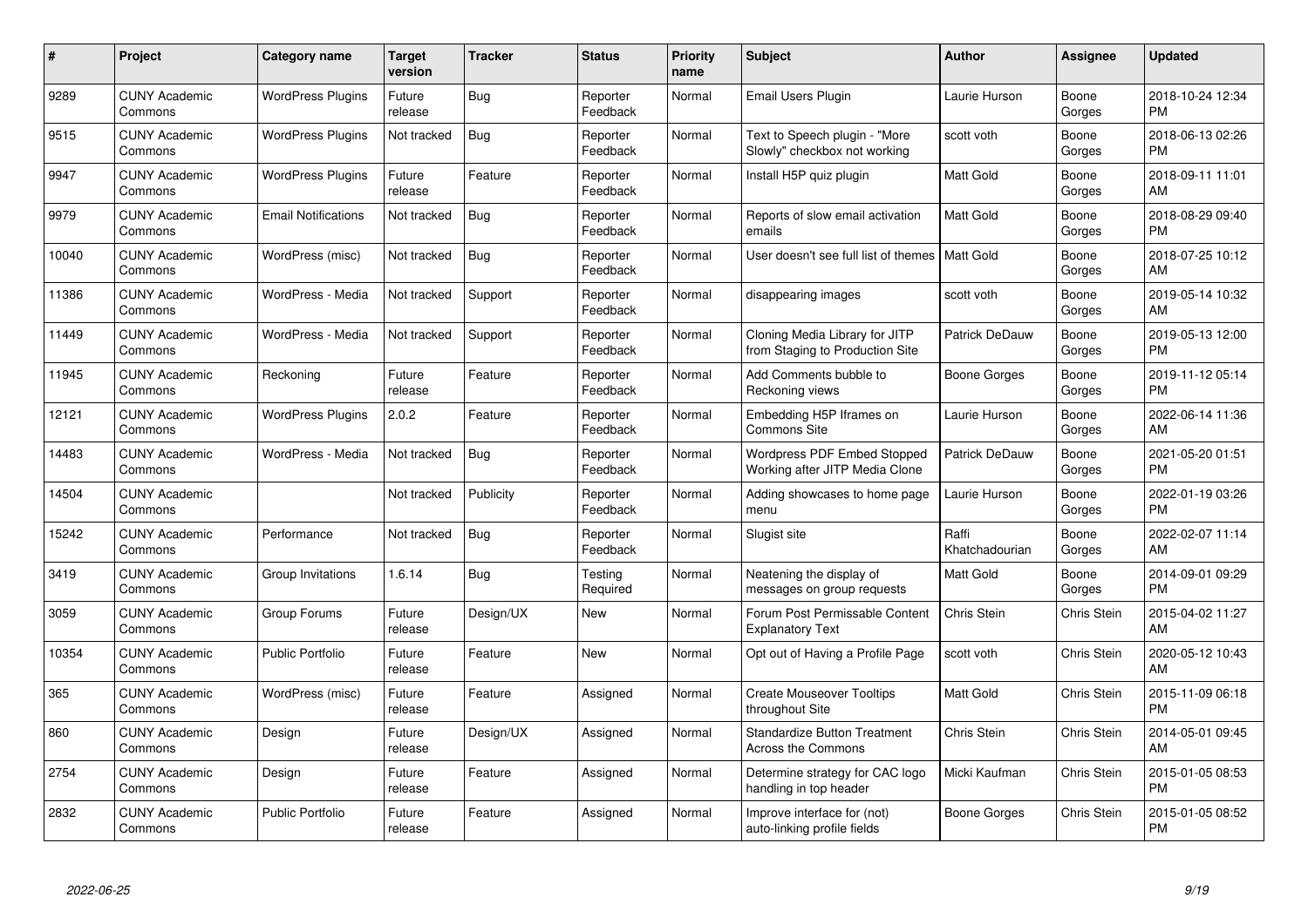| # | Project | Category name | Target version | Tracker | Status | Priority name | Subject | Author | Assignee | Updated |
|---|---|---|---|---|---|---|---|---|---|---|
| 9289 | CUNY Academic Commons | WordPress Plugins | Future release | Bug | Reporter Feedback | Normal | Email Users Plugin | Laurie Hurson | Boone Gorges | 2018-10-24 12:34 PM |
| 9515 | CUNY Academic Commons | WordPress Plugins | Not tracked | Bug | Reporter Feedback | Normal | Text to Speech plugin - "More Slowly" checkbox not working | scott voth | Boone Gorges | 2018-06-13 02:26 PM |
| 9947 | CUNY Academic Commons | WordPress Plugins | Future release | Feature | Reporter Feedback | Normal | Install H5P quiz plugin | Matt Gold | Boone Gorges | 2018-09-11 11:01 AM |
| 9979 | CUNY Academic Commons | Email Notifications | Not tracked | Bug | Reporter Feedback | Normal | Reports of slow email activation emails | Matt Gold | Boone Gorges | 2018-08-29 09:40 PM |
| 10040 | CUNY Academic Commons | WordPress (misc) | Not tracked | Bug | Reporter Feedback | Normal | User doesn't see full list of themes | Matt Gold | Boone Gorges | 2018-07-25 10:12 AM |
| 11386 | CUNY Academic Commons | WordPress - Media | Not tracked | Support | Reporter Feedback | Normal | disappearing images | scott voth | Boone Gorges | 2019-05-14 10:32 AM |
| 11449 | CUNY Academic Commons | WordPress - Media | Not tracked | Support | Reporter Feedback | Normal | Cloning Media Library for JITP from Staging to Production Site | Patrick DeDauw | Boone Gorges | 2019-05-13 12:00 PM |
| 11945 | CUNY Academic Commons | Reckoning | Future release | Feature | Reporter Feedback | Normal | Add Comments bubble to Reckoning views | Boone Gorges | Boone Gorges | 2019-11-12 05:14 PM |
| 12121 | CUNY Academic Commons | WordPress Plugins | 2.0.2 | Feature | Reporter Feedback | Normal | Embedding H5P Iframes on Commons Site | Laurie Hurson | Boone Gorges | 2022-06-14 11:36 AM |
| 14483 | CUNY Academic Commons | WordPress - Media | Not tracked | Bug | Reporter Feedback | Normal | Wordpress PDF Embed Stopped Working after JITP Media Clone | Patrick DeDauw | Boone Gorges | 2021-05-20 01:51 PM |
| 14504 | CUNY Academic Commons | | Not tracked | Publicity | Reporter Feedback | Normal | Adding showcases to home page menu | Laurie Hurson | Boone Gorges | 2022-01-19 03:26 PM |
| 15242 | CUNY Academic Commons | Performance | Not tracked | Bug | Reporter Feedback | Normal | Slugist site | Raffi Khatchadourian | Boone Gorges | 2022-02-07 11:14 AM |
| 3419 | CUNY Academic Commons | Group Invitations | 1.6.14 | Bug | Testing Required | Normal | Neatening the display of messages on group requests | Matt Gold | Boone Gorges | 2014-09-01 09:29 PM |
| 3059 | CUNY Academic Commons | Group Forums | Future release | Design/UX | New | Normal | Forum Post Permissable Content Explanatory Text | Chris Stein | Chris Stein | 2015-04-02 11:27 AM |
| 10354 | CUNY Academic Commons | Public Portfolio | Future release | Feature | New | Normal | Opt out of Having a Profile Page | scott voth | Chris Stein | 2020-05-12 10:43 AM |
| 365 | CUNY Academic Commons | WordPress (misc) | Future release | Feature | Assigned | Normal | Create Mouseover Tooltips throughout Site | Matt Gold | Chris Stein | 2015-11-09 06:18 PM |
| 860 | CUNY Academic Commons | Design | Future release | Design/UX | Assigned | Normal | Standardize Button Treatment Across the Commons | Chris Stein | Chris Stein | 2014-05-01 09:45 AM |
| 2754 | CUNY Academic Commons | Design | Future release | Feature | Assigned | Normal | Determine strategy for CAC logo handling in top header | Micki Kaufman | Chris Stein | 2015-01-05 08:53 PM |
| 2832 | CUNY Academic Commons | Public Portfolio | Future release | Feature | Assigned | Normal | Improve interface for (not) auto-linking profile fields | Boone Gorges | Chris Stein | 2015-01-05 08:52 PM |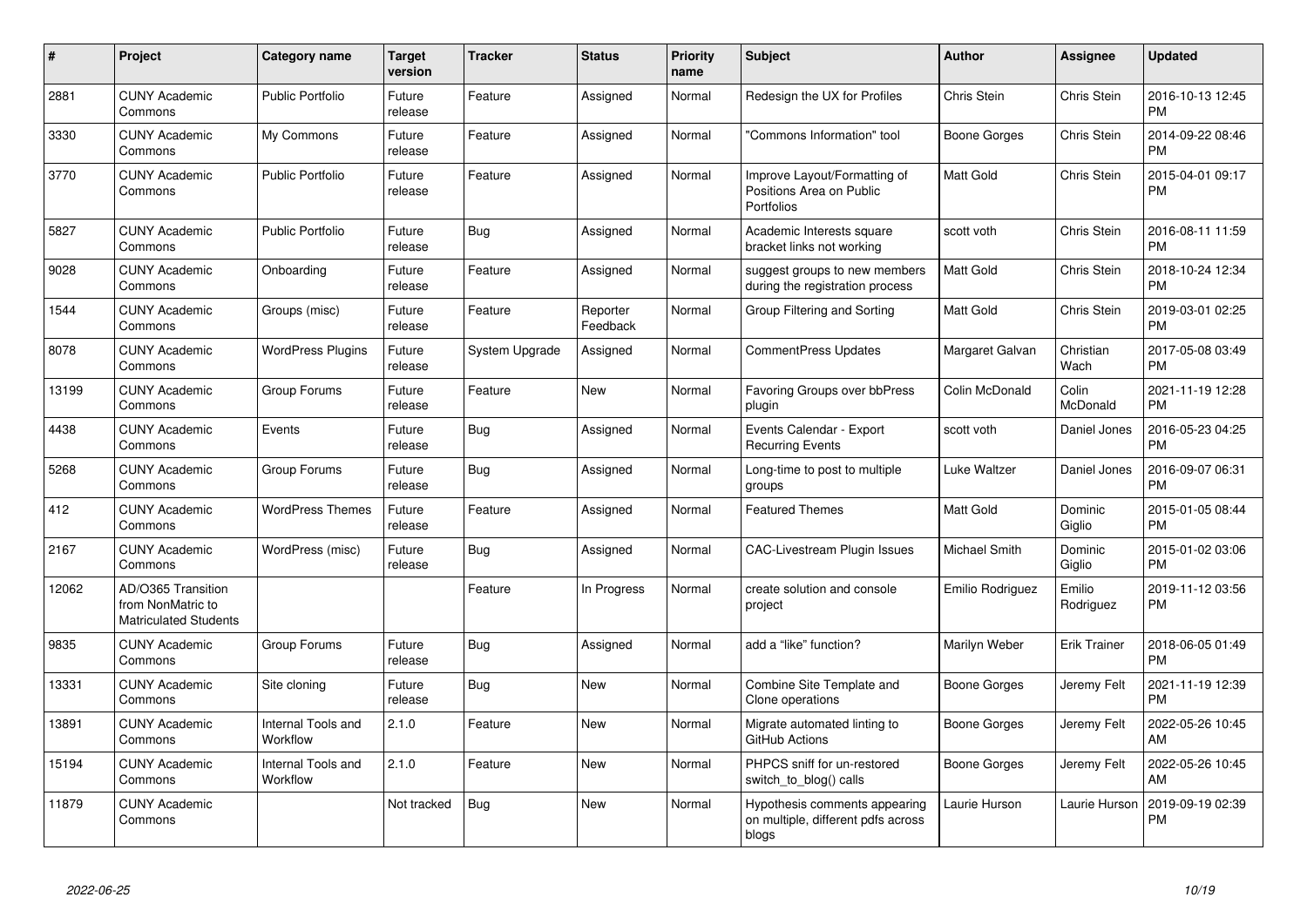| # | Project | Category name | Target version | Tracker | Status | Priority name | Subject | Author | Assignee | Updated |
| --- | --- | --- | --- | --- | --- | --- | --- | --- | --- | --- |
| 2881 | CUNY Academic Commons | Public Portfolio | Future release | Feature | Assigned | Normal | Redesign the UX for Profiles | Chris Stein | Chris Stein | 2016-10-13 12:45 PM |
| 3330 | CUNY Academic Commons | My Commons | Future release | Feature | Assigned | Normal | "Commons Information" tool | Boone Gorges | Chris Stein | 2014-09-22 08:46 PM |
| 3770 | CUNY Academic Commons | Public Portfolio | Future release | Feature | Assigned | Normal | Improve Layout/Formatting of Positions Area on Public Portfolios | Matt Gold | Chris Stein | 2015-04-01 09:17 PM |
| 5827 | CUNY Academic Commons | Public Portfolio | Future release | Bug | Assigned | Normal | Academic Interests square bracket links not working | scott voth | Chris Stein | 2016-08-11 11:59 PM |
| 9028 | CUNY Academic Commons | Onboarding | Future release | Feature | Assigned | Normal | suggest groups to new members during the registration process | Matt Gold | Chris Stein | 2018-10-24 12:34 PM |
| 1544 | CUNY Academic Commons | Groups (misc) | Future release | Feature | Reporter Feedback | Normal | Group Filtering and Sorting | Matt Gold | Chris Stein | 2019-03-01 02:25 PM |
| 8078 | CUNY Academic Commons | WordPress Plugins | Future release | System Upgrade | Assigned | Normal | CommentPress Updates | Margaret Galvan | Christian Wach | 2017-05-08 03:49 PM |
| 13199 | CUNY Academic Commons | Group Forums | Future release | Feature | New | Normal | Favoring Groups over bbPress plugin | Colin McDonald | Colin McDonald | 2021-11-19 12:28 PM |
| 4438 | CUNY Academic Commons | Events | Future release | Bug | Assigned | Normal | Events Calendar - Export Recurring Events | scott voth | Daniel Jones | 2016-05-23 04:25 PM |
| 5268 | CUNY Academic Commons | Group Forums | Future release | Bug | Assigned | Normal | Long-time to post to multiple groups | Luke Waltzer | Daniel Jones | 2016-09-07 06:31 PM |
| 412 | CUNY Academic Commons | WordPress Themes | Future release | Feature | Assigned | Normal | Featured Themes | Matt Gold | Dominic Giglio | 2015-01-05 08:44 PM |
| 2167 | CUNY Academic Commons | WordPress (misc) | Future release | Bug | Assigned | Normal | CAC-Livestream Plugin Issues | Michael Smith | Dominic Giglio | 2015-01-02 03:06 PM |
| 12062 | AD/O365 Transition from NonMatric to Matriculated Students | | | Feature | In Progress | Normal | create solution and console project | Emilio Rodriguez | Emilio Rodriguez | 2019-11-12 03:56 PM |
| 9835 | CUNY Academic Commons | Group Forums | Future release | Bug | Assigned | Normal | add a "like" function? | Marilyn Weber | Erik Trainer | 2018-06-05 01:49 PM |
| 13331 | CUNY Academic Commons | Site cloning | Future release | Bug | New | Normal | Combine Site Template and Clone operations | Boone Gorges | Jeremy Felt | 2021-11-19 12:39 PM |
| 13891 | CUNY Academic Commons | Internal Tools and Workflow | 2.1.0 | Feature | New | Normal | Migrate automated linting to GitHub Actions | Boone Gorges | Jeremy Felt | 2022-05-26 10:45 AM |
| 15194 | CUNY Academic Commons | Internal Tools and Workflow | 2.1.0 | Feature | New | Normal | PHPCS sniff for un-restored switch_to_blog() calls | Boone Gorges | Jeremy Felt | 2022-05-26 10:45 AM |
| 11879 | CUNY Academic Commons | | Not tracked | Bug | New | Normal | Hypothesis comments appearing on multiple, different pdfs across blogs | Laurie Hurson | Laurie Hurson | 2019-09-19 02:39 PM |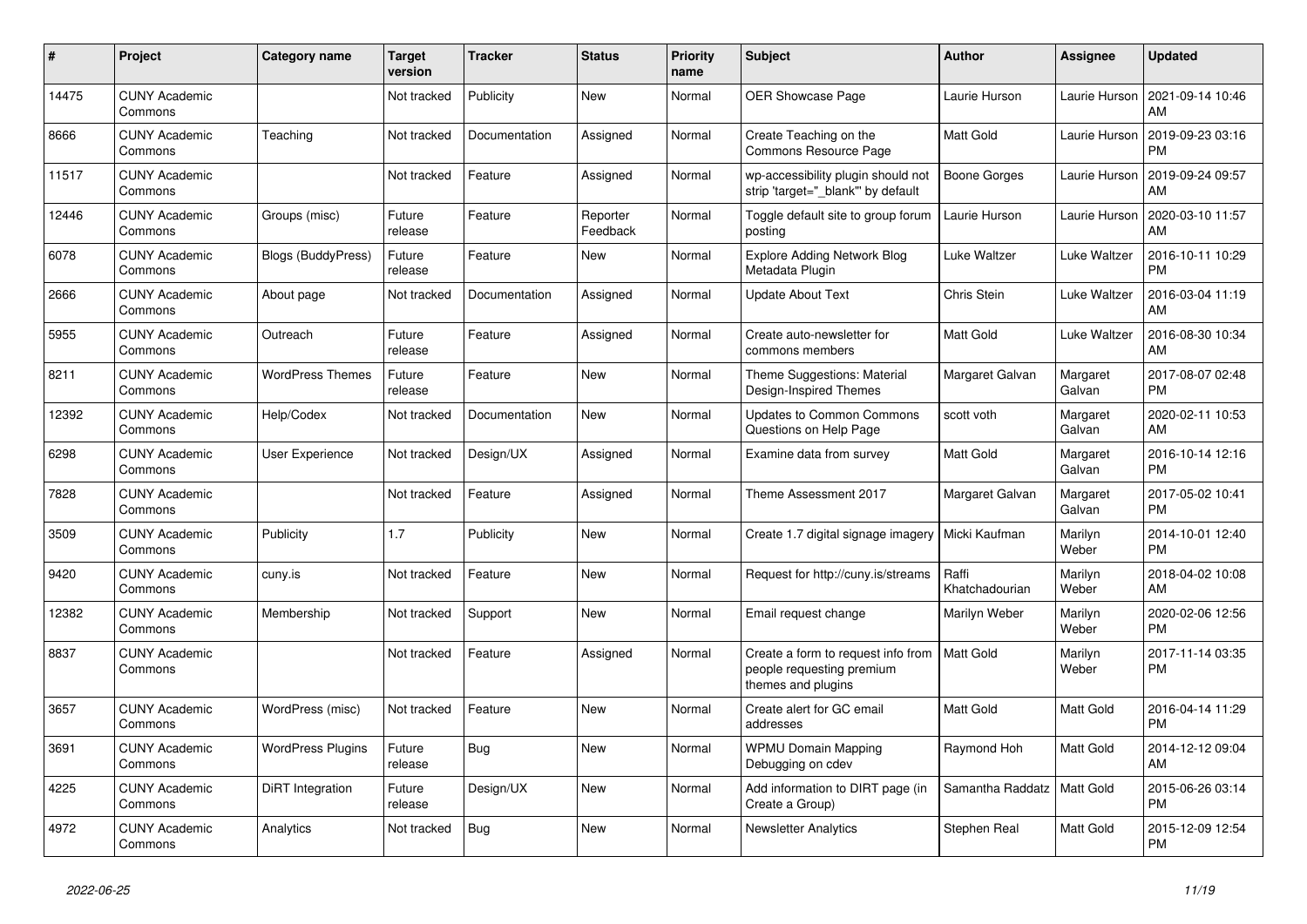| # | Project | Category name | Target version | Tracker | Status | Priority name | Subject | Author | Assignee | Updated |
|---|---|---|---|---|---|---|---|---|---|---|
| 14475 | CUNY Academic Commons | | Not tracked | Publicity | New | Normal | OER Showcase Page | Laurie Hurson | Laurie Hurson | 2021-09-14 10:46 AM |
| 8666 | CUNY Academic Commons | Teaching | Not tracked | Documentation | Assigned | Normal | Create Teaching on the Commons Resource Page | Matt Gold | Laurie Hurson | 2019-09-23 03:16 PM |
| 11517 | CUNY Academic Commons | | Not tracked | Feature | Assigned | Normal | wp-accessibility plugin should not strip 'target="_blank"' by default | Boone Gorges | Laurie Hurson | 2019-09-24 09:57 AM |
| 12446 | CUNY Academic Commons | Groups (misc) | Future release | Feature | Reporter Feedback | Normal | Toggle default site to group forum posting | Laurie Hurson | Laurie Hurson | 2020-03-10 11:57 AM |
| 6078 | CUNY Academic Commons | Blogs (BuddyPress) | Future release | Feature | New | Normal | Explore Adding Network Blog Metadata Plugin | Luke Waltzer | Luke Waltzer | 2016-10-11 10:29 PM |
| 2666 | CUNY Academic Commons | About page | Not tracked | Documentation | Assigned | Normal | Update About Text | Chris Stein | Luke Waltzer | 2016-03-04 11:19 AM |
| 5955 | CUNY Academic Commons | Outreach | Future release | Feature | Assigned | Normal | Create auto-newsletter for commons members | Matt Gold | Luke Waltzer | 2016-08-30 10:34 AM |
| 8211 | CUNY Academic Commons | WordPress Themes | Future release | Feature | New | Normal | Theme Suggestions: Material Design-Inspired Themes | Margaret Galvan | Margaret Galvan | 2017-08-07 02:48 PM |
| 12392 | CUNY Academic Commons | Help/Codex | Not tracked | Documentation | New | Normal | Updates to Common Commons Questions on Help Page | scott voth | Margaret Galvan | 2020-02-11 10:53 AM |
| 6298 | CUNY Academic Commons | User Experience | Not tracked | Design/UX | Assigned | Normal | Examine data from survey | Matt Gold | Margaret Galvan | 2016-10-14 12:16 PM |
| 7828 | CUNY Academic Commons | | Not tracked | Feature | Assigned | Normal | Theme Assessment 2017 | Margaret Galvan | Margaret Galvan | 2017-05-02 10:41 PM |
| 3509 | CUNY Academic Commons | Publicity | 1.7 | Publicity | New | Normal | Create 1.7 digital signage imagery | Micki Kaufman | Marilyn Weber | 2014-10-01 12:40 PM |
| 9420 | CUNY Academic Commons | cuny.is | Not tracked | Feature | New | Normal | Request for http://cuny.is/streams | Raffi Khatchadourian | Marilyn Weber | 2018-04-02 10:08 AM |
| 12382 | CUNY Academic Commons | Membership | Not tracked | Support | New | Normal | Email request change | Marilyn Weber | Marilyn Weber | 2020-02-06 12:56 PM |
| 8837 | CUNY Academic Commons | | Not tracked | Feature | Assigned | Normal | Create a form to request info from people requesting premium themes and plugins | Matt Gold | Marilyn Weber | 2017-11-14 03:35 PM |
| 3657 | CUNY Academic Commons | WordPress (misc) | Not tracked | Feature | New | Normal | Create alert for GC email addresses | Matt Gold | Matt Gold | 2016-04-14 11:29 PM |
| 3691 | CUNY Academic Commons | WordPress Plugins | Future release | Bug | New | Normal | WPMU Domain Mapping Debugging on cdev | Raymond Hoh | Matt Gold | 2014-12-12 09:04 AM |
| 4225 | CUNY Academic Commons | DiRT Integration | Future release | Design/UX | New | Normal | Add information to DIRT page (in Create a Group) | Samantha Raddatz | Matt Gold | 2015-06-26 03:14 PM |
| 4972 | CUNY Academic Commons | Analytics | Not tracked | Bug | New | Normal | Newsletter Analytics | Stephen Real | Matt Gold | 2015-12-09 12:54 PM |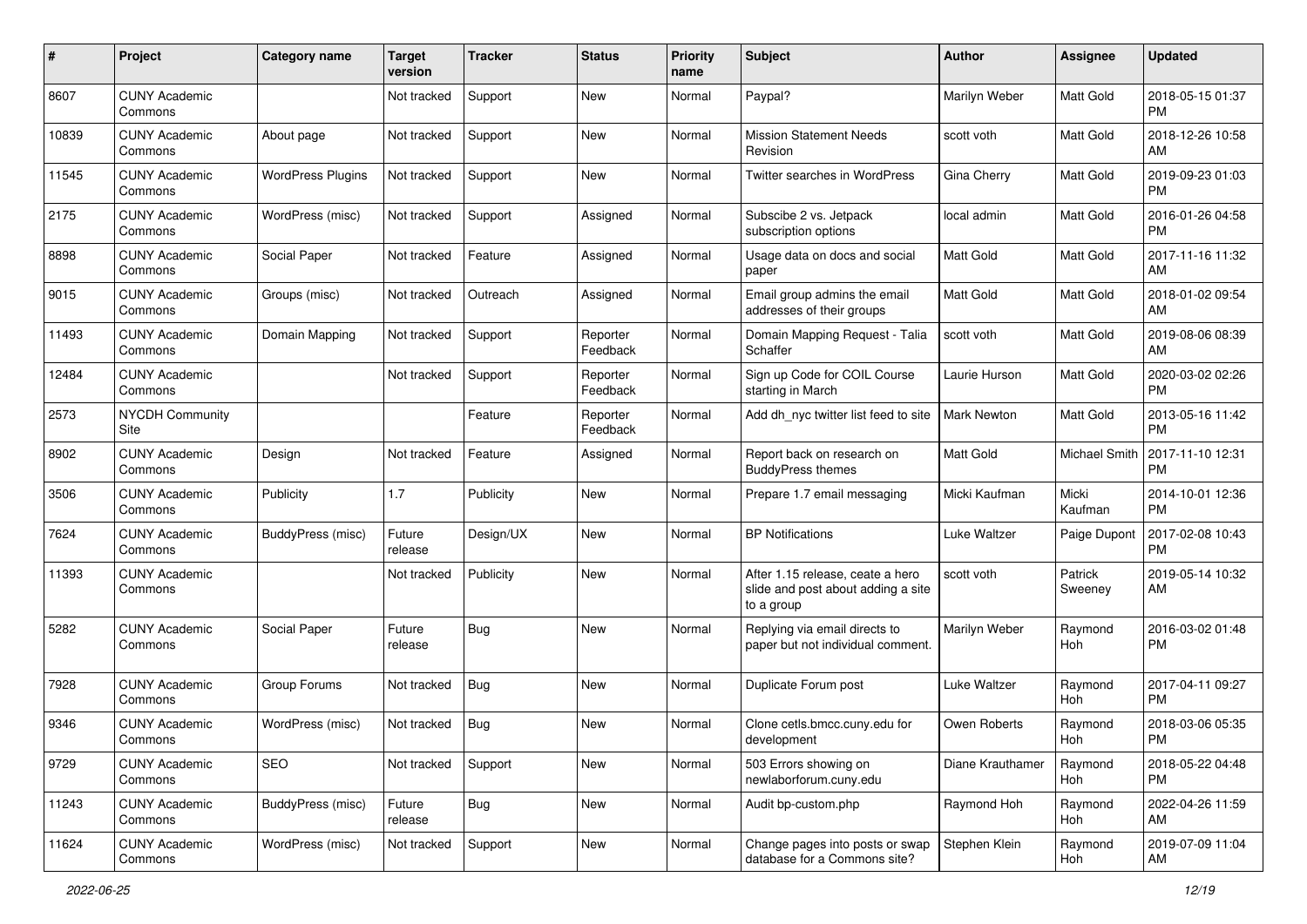| # | Project | Category name | Target version | Tracker | Status | Priority name | Subject | Author | Assignee | Updated |
|---|---|---|---|---|---|---|---|---|---|---|
| 8607 | CUNY Academic Commons | | Not tracked | Support | New | Normal | Paypal? | Marilyn Weber | Matt Gold | 2018-05-15 01:37 PM |
| 10839 | CUNY Academic Commons | About page | Not tracked | Support | New | Normal | Mission Statement Needs Revision | scott voth | Matt Gold | 2018-12-26 10:58 AM |
| 11545 | CUNY Academic Commons | WordPress Plugins | Not tracked | Support | New | Normal | Twitter searches in WordPress | Gina Cherry | Matt Gold | 2019-09-23 01:03 PM |
| 2175 | CUNY Academic Commons | WordPress (misc) | Not tracked | Support | Assigned | Normal | Subscibe 2 vs. Jetpack subscription options | local admin | Matt Gold | 2016-01-26 04:58 PM |
| 8898 | CUNY Academic Commons | Social Paper | Not tracked | Feature | Assigned | Normal | Usage data on docs and social paper | Matt Gold | Matt Gold | 2017-11-16 11:32 AM |
| 9015 | CUNY Academic Commons | Groups (misc) | Not tracked | Outreach | Assigned | Normal | Email group admins the email addresses of their groups | Matt Gold | Matt Gold | 2018-01-02 09:54 AM |
| 11493 | CUNY Academic Commons | Domain Mapping | Not tracked | Support | Reporter Feedback | Normal | Domain Mapping Request - Talia Schaffer | scott voth | Matt Gold | 2019-08-06 08:39 AM |
| 12484 | CUNY Academic Commons | | Not tracked | Support | Reporter Feedback | Normal | Sign up Code for COIL Course starting in March | Laurie Hurson | Matt Gold | 2020-03-02 02:26 PM |
| 2573 | NYCDH Community Site | | | Feature | Reporter Feedback | Normal | Add dh_nyc twitter list feed to site | Mark Newton | Matt Gold | 2013-05-16 11:42 PM |
| 8902 | CUNY Academic Commons | Design | Not tracked | Feature | Assigned | Normal | Report back on research on BuddyPress themes | Matt Gold | Michael Smith | 2017-11-10 12:31 PM |
| 3506 | CUNY Academic Commons | Publicity | 1.7 | Publicity | New | Normal | Prepare 1.7 email messaging | Micki Kaufman | Micki Kaufman | 2014-10-01 12:36 PM |
| 7624 | CUNY Academic Commons | BuddyPress (misc) | Future release | Design/UX | New | Normal | BP Notifications | Luke Waltzer | Paige Dupont | 2017-02-08 10:43 PM |
| 11393 | CUNY Academic Commons | | Not tracked | Publicity | New | Normal | After 1.15 release, ceate a hero slide and post about adding a site to a group | scott voth | Patrick Sweeney | 2019-05-14 10:32 AM |
| 5282 | CUNY Academic Commons | Social Paper | Future release | Bug | New | Normal | Replying via email directs to paper but not individual comment. | Marilyn Weber | Raymond Hoh | 2016-03-02 01:48 PM |
| 7928 | CUNY Academic Commons | Group Forums | Not tracked | Bug | New | Normal | Duplicate Forum post | Luke Waltzer | Raymond Hoh | 2017-04-11 09:27 PM |
| 9346 | CUNY Academic Commons | WordPress (misc) | Not tracked | Bug | New | Normal | Clone cetls.bmcc.cuny.edu for development | Owen Roberts | Raymond Hoh | 2018-03-06 05:35 PM |
| 9729 | CUNY Academic Commons | SEO | Not tracked | Support | New | Normal | 503 Errors showing on newlaborforum.cuny.edu | Diane Krauthamer | Raymond Hoh | 2018-05-22 04:48 PM |
| 11243 | CUNY Academic Commons | BuddyPress (misc) | Future release | Bug | New | Normal | Audit bp-custom.php | Raymond Hoh | Raymond Hoh | 2022-04-26 11:59 AM |
| 11624 | CUNY Academic Commons | WordPress (misc) | Not tracked | Support | New | Normal | Change pages into posts or swap database for a Commons site? | Stephen Klein | Raymond Hoh | 2019-07-09 11:04 AM |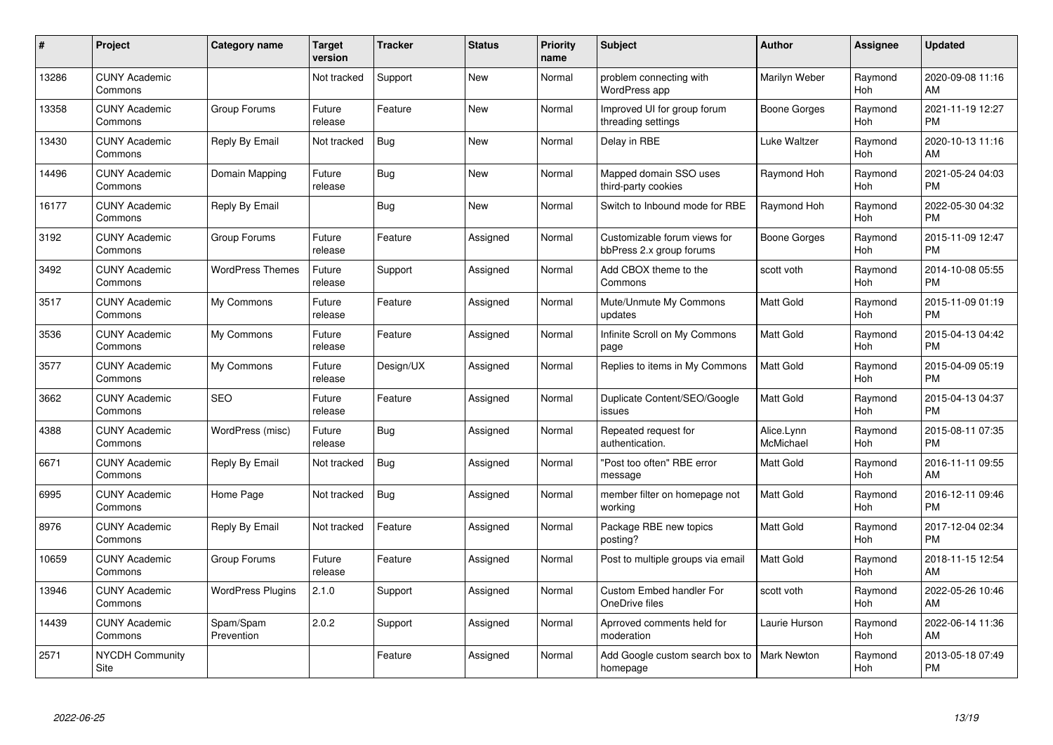| # | Project | Category name | Target version | Tracker | Status | Priority name | Subject | Author | Assignee | Updated |
|---|---|---|---|---|---|---|---|---|---|---|
| 13286 | CUNY Academic Commons | | Not tracked | Support | New | Normal | problem connecting with WordPress app | Marilyn Weber | Raymond Hoh | 2020-09-08 11:16 AM |
| 13358 | CUNY Academic Commons | Group Forums | Future release | Feature | New | Normal | Improved UI for group forum threading settings | Boone Gorges | Raymond Hoh | 2021-11-19 12:27 PM |
| 13430 | CUNY Academic Commons | Reply By Email | Not tracked | Bug | New | Normal | Delay in RBE | Luke Waltzer | Raymond Hoh | 2020-10-13 11:16 AM |
| 14496 | CUNY Academic Commons | Domain Mapping | Future release | Bug | New | Normal | Mapped domain SSO uses third-party cookies | Raymond Hoh | Raymond Hoh | 2021-05-24 04:03 PM |
| 16177 | CUNY Academic Commons | Reply By Email | | Bug | New | Normal | Switch to Inbound mode for RBE | Raymond Hoh | Raymond Hoh | 2022-05-30 04:32 PM |
| 3192 | CUNY Academic Commons | Group Forums | Future release | Feature | Assigned | Normal | Customizable forum views for bbPress 2.x group forums | Boone Gorges | Raymond Hoh | 2015-11-09 12:47 PM |
| 3492 | CUNY Academic Commons | WordPress Themes | Future release | Support | Assigned | Normal | Add CBOX theme to the Commons | scott voth | Raymond Hoh | 2014-10-08 05:55 PM |
| 3517 | CUNY Academic Commons | My Commons | Future release | Feature | Assigned | Normal | Mute/Unmute My Commons updates | Matt Gold | Raymond Hoh | 2015-11-09 01:19 PM |
| 3536 | CUNY Academic Commons | My Commons | Future release | Feature | Assigned | Normal | Infinite Scroll on My Commons page | Matt Gold | Raymond Hoh | 2015-04-13 04:42 PM |
| 3577 | CUNY Academic Commons | My Commons | Future release | Design/UX | Assigned | Normal | Replies to items in My Commons | Matt Gold | Raymond Hoh | 2015-04-09 05:19 PM |
| 3662 | CUNY Academic Commons | SEO | Future release | Feature | Assigned | Normal | Duplicate Content/SEO/Google issues | Matt Gold | Raymond Hoh | 2015-04-13 04:37 PM |
| 4388 | CUNY Academic Commons | WordPress (misc) | Future release | Bug | Assigned | Normal | Repeated request for authentication. | Alice.Lynn McMichael | Raymond Hoh | 2015-08-11 07:35 PM |
| 6671 | CUNY Academic Commons | Reply By Email | Not tracked | Bug | Assigned | Normal | "Post too often" RBE error message | Matt Gold | Raymond Hoh | 2016-11-11 09:55 AM |
| 6995 | CUNY Academic Commons | Home Page | Not tracked | Bug | Assigned | Normal | member filter on homepage not working | Matt Gold | Raymond Hoh | 2016-12-11 09:46 PM |
| 8976 | CUNY Academic Commons | Reply By Email | Not tracked | Feature | Assigned | Normal | Package RBE new topics posting? | Matt Gold | Raymond Hoh | 2017-12-04 02:34 PM |
| 10659 | CUNY Academic Commons | Group Forums | Future release | Feature | Assigned | Normal | Post to multiple groups via email | Matt Gold | Raymond Hoh | 2018-11-15 12:54 AM |
| 13946 | CUNY Academic Commons | WordPress Plugins | 2.1.0 | Support | Assigned | Normal | Custom Embed handler For OneDrive files | scott voth | Raymond Hoh | 2022-05-26 10:46 AM |
| 14439 | CUNY Academic Commons | Spam/Spam Prevention | 2.0.2 | Support | Assigned | Normal | Aprroved comments held for moderation | Laurie Hurson | Raymond Hoh | 2022-06-14 11:36 AM |
| 2571 | NYCDH Community Site | | | Feature | Assigned | Normal | Add Google custom search box to homepage | Mark Newton | Raymond Hoh | 2013-05-18 07:49 PM |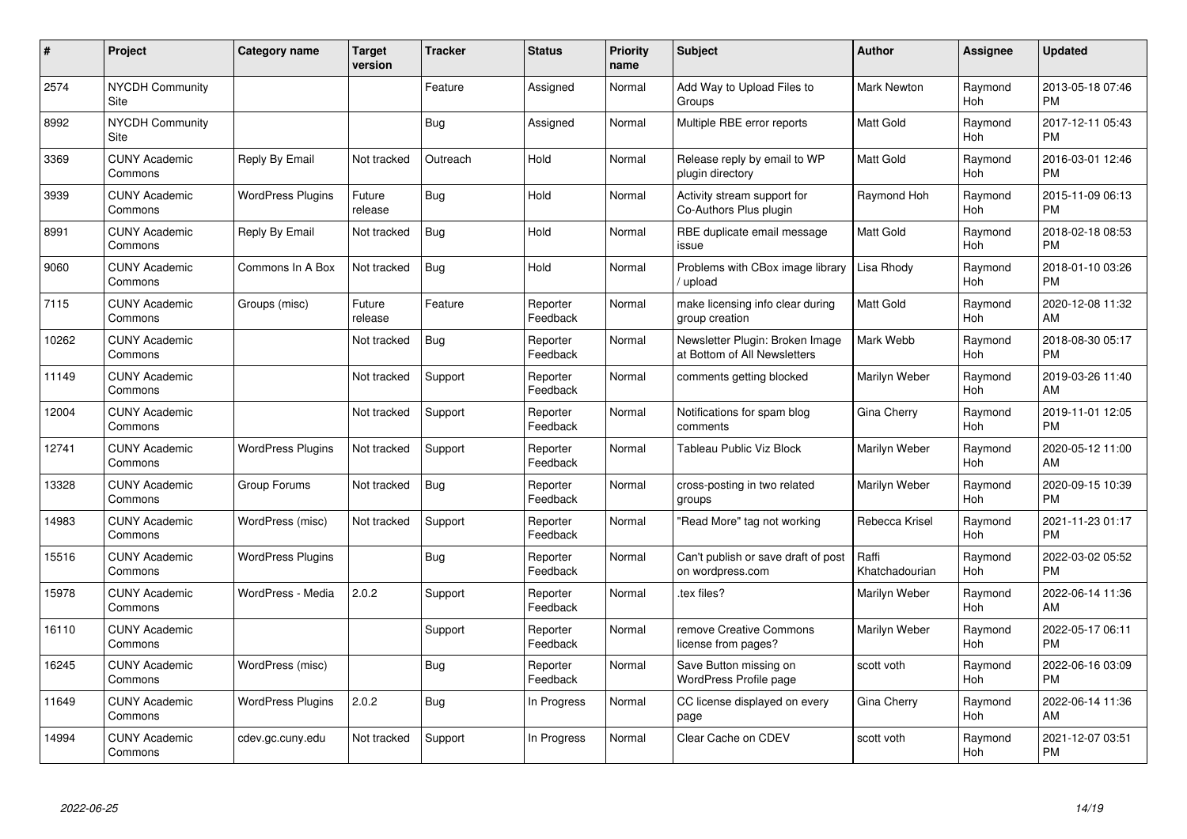| # | Project | Category name | Target version | Tracker | Status | Priority name | Subject | Author | Assignee | Updated |
|---|---|---|---|---|---|---|---|---|---|---|
| 2574 | NYCDH Community Site | | | Feature | Assigned | Normal | Add Way to Upload Files to Groups | Mark Newton | Raymond Hoh | 2013-05-18 07:46 PM |
| 8992 | NYCDH Community Site | | | Bug | Assigned | Normal | Multiple RBE error reports | Matt Gold | Raymond Hoh | 2017-12-11 05:43 PM |
| 3369 | CUNY Academic Commons | Reply By Email | Not tracked | Outreach | Hold | Normal | Release reply by email to WP plugin directory | Matt Gold | Raymond Hoh | 2016-03-01 12:46 PM |
| 3939 | CUNY Academic Commons | WordPress Plugins | Future release | Bug | Hold | Normal | Activity stream support for Co-Authors Plus plugin | Raymond Hoh | Raymond Hoh | 2015-11-09 06:13 PM |
| 8991 | CUNY Academic Commons | Reply By Email | Not tracked | Bug | Hold | Normal | RBE duplicate email message issue | Matt Gold | Raymond Hoh | 2018-02-18 08:53 PM |
| 9060 | CUNY Academic Commons | Commons In A Box | Not tracked | Bug | Hold | Normal | Problems with CBox image library / upload | Lisa Rhody | Raymond Hoh | 2018-01-10 03:26 PM |
| 7115 | CUNY Academic Commons | Groups (misc) | Future release | Feature | Reporter Feedback | Normal | make licensing info clear during group creation | Matt Gold | Raymond Hoh | 2020-12-08 11:32 AM |
| 10262 | CUNY Academic Commons | | Not tracked | Bug | Reporter Feedback | Normal | Newsletter Plugin: Broken Image at Bottom of All Newsletters | Mark Webb | Raymond Hoh | 2018-08-30 05:17 PM |
| 11149 | CUNY Academic Commons | | Not tracked | Support | Reporter Feedback | Normal | comments getting blocked | Marilyn Weber | Raymond Hoh | 2019-03-26 11:40 AM |
| 12004 | CUNY Academic Commons | | Not tracked | Support | Reporter Feedback | Normal | Notifications for spam blog comments | Gina Cherry | Raymond Hoh | 2019-11-01 12:05 PM |
| 12741 | CUNY Academic Commons | WordPress Plugins | Not tracked | Support | Reporter Feedback | Normal | Tableau Public Viz Block | Marilyn Weber | Raymond Hoh | 2020-05-12 11:00 AM |
| 13328 | CUNY Academic Commons | Group Forums | Not tracked | Bug | Reporter Feedback | Normal | cross-posting in two related groups | Marilyn Weber | Raymond Hoh | 2020-09-15 10:39 PM |
| 14983 | CUNY Academic Commons | WordPress (misc) | Not tracked | Support | Reporter Feedback | Normal | "Read More" tag not working | Rebecca Krisel | Raymond Hoh | 2021-11-23 01:17 PM |
| 15516 | CUNY Academic Commons | WordPress Plugins | | Bug | Reporter Feedback | Normal | Can't publish or save draft of post on wordpress.com | Raffi Khatchadourian | Raymond Hoh | 2022-03-02 05:52 PM |
| 15978 | CUNY Academic Commons | WordPress - Media | 2.0.2 | Support | Reporter Feedback | Normal | .tex files? | Marilyn Weber | Raymond Hoh | 2022-06-14 11:36 AM |
| 16110 | CUNY Academic Commons | | | Support | Reporter Feedback | Normal | remove Creative Commons license from pages? | Marilyn Weber | Raymond Hoh | 2022-05-17 06:11 PM |
| 16245 | CUNY Academic Commons | WordPress (misc) | | Bug | Reporter Feedback | Normal | Save Button missing on WordPress Profile page | scott voth | Raymond Hoh | 2022-06-16 03:09 PM |
| 11649 | CUNY Academic Commons | WordPress Plugins | 2.0.2 | Bug | In Progress | Normal | CC license displayed on every page | Gina Cherry | Raymond Hoh | 2022-06-14 11:36 AM |
| 14994 | CUNY Academic Commons | cdev.gc.cuny.edu | Not tracked | Support | In Progress | Normal | Clear Cache on CDEV | scott voth | Raymond Hoh | 2021-12-07 03:51 PM |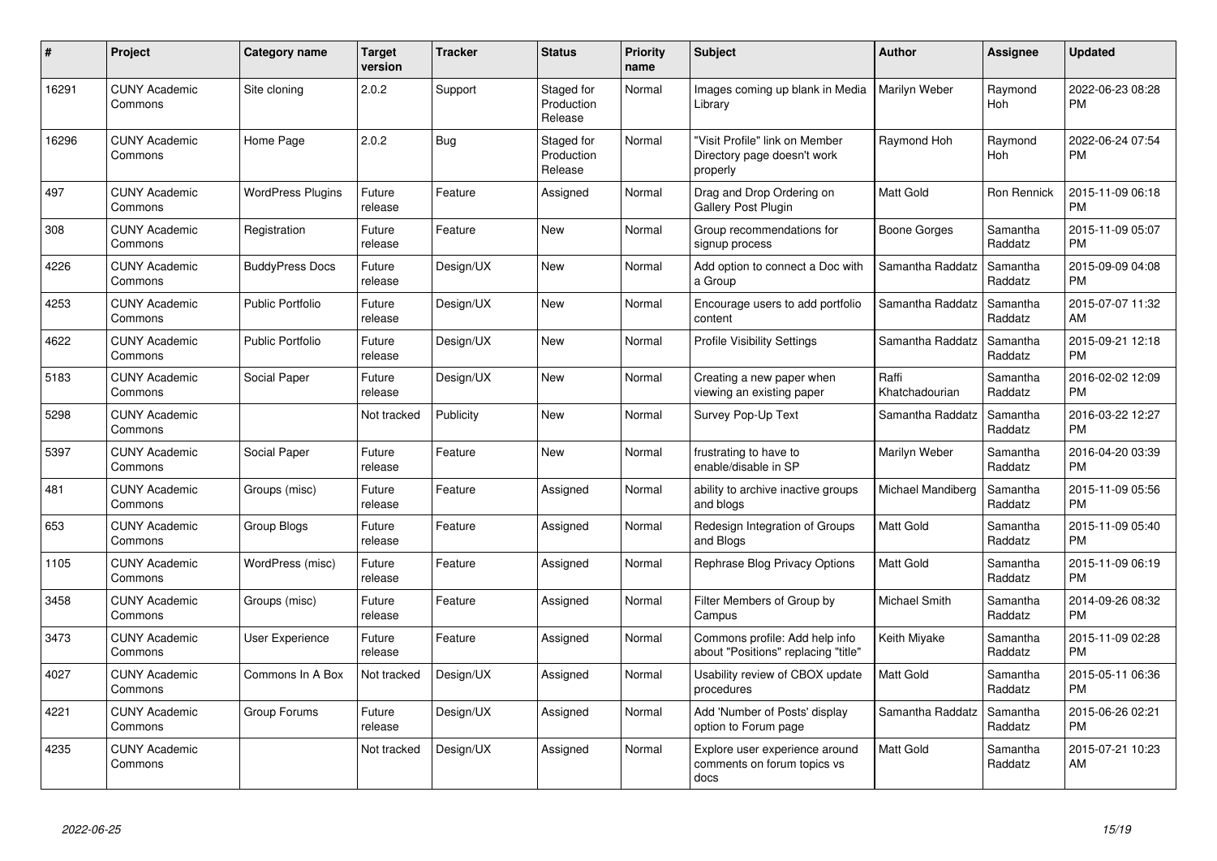| # | Project | Category name | Target version | Tracker | Status | Priority name | Subject | Author | Assignee | Updated |
|---|---|---|---|---|---|---|---|---|---|---|
| 16291 | CUNY Academic Commons | Site cloning | 2.0.2 | Support | Staged for Production Release | Normal | Images coming up blank in Media Library | Marilyn Weber | Raymond Hoh | 2022-06-23 08:28 PM |
| 16296 | CUNY Academic Commons | Home Page | 2.0.2 | Bug | Staged for Production Release | Normal | "Visit Profile" link on Member Directory page doesn't work properly | Raymond Hoh | Raymond Hoh | 2022-06-24 07:54 PM |
| 497 | CUNY Academic Commons | WordPress Plugins | Future release | Feature | Assigned | Normal | Drag and Drop Ordering on Gallery Post Plugin | Matt Gold | Ron Rennick | 2015-11-09 06:18 PM |
| 308 | CUNY Academic Commons | Registration | Future release | Feature | New | Normal | Group recommendations for signup process | Boone Gorges | Samantha Raddatz | 2015-11-09 05:07 PM |
| 4226 | CUNY Academic Commons | BuddyPress Docs | Future release | Design/UX | New | Normal | Add option to connect a Doc with a Group | Samantha Raddatz | Samantha Raddatz | 2015-09-09 04:08 PM |
| 4253 | CUNY Academic Commons | Public Portfolio | Future release | Design/UX | New | Normal | Encourage users to add portfolio content | Samantha Raddatz | Samantha Raddatz | 2015-07-07 11:32 AM |
| 4622 | CUNY Academic Commons | Public Portfolio | Future release | Design/UX | New | Normal | Profile Visibility Settings | Samantha Raddatz | Samantha Raddatz | 2015-09-21 12:18 PM |
| 5183 | CUNY Academic Commons | Social Paper | Future release | Design/UX | New | Normal | Creating a new paper when viewing an existing paper | Raffi Khatchadourian | Samantha Raddatz | 2016-02-02 12:09 PM |
| 5298 | CUNY Academic Commons | | Not tracked | Publicity | New | Normal | Survey Pop-Up Text | Samantha Raddatz | Samantha Raddatz | 2016-03-22 12:27 PM |
| 5397 | CUNY Academic Commons | Social Paper | Future release | Feature | New | Normal | frustrating to have to enable/disable in SP | Marilyn Weber | Samantha Raddatz | 2016-04-20 03:39 PM |
| 481 | CUNY Academic Commons | Groups (misc) | Future release | Feature | Assigned | Normal | ability to archive inactive groups and blogs | Michael Mandiberg | Samantha Raddatz | 2015-11-09 05:56 PM |
| 653 | CUNY Academic Commons | Group Blogs | Future release | Feature | Assigned | Normal | Redesign Integration of Groups and Blogs | Matt Gold | Samantha Raddatz | 2015-11-09 05:40 PM |
| 1105 | CUNY Academic Commons | WordPress (misc) | Future release | Feature | Assigned | Normal | Rephrase Blog Privacy Options | Matt Gold | Samantha Raddatz | 2015-11-09 06:19 PM |
| 3458 | CUNY Academic Commons | Groups (misc) | Future release | Feature | Assigned | Normal | Filter Members of Group by Campus | Michael Smith | Samantha Raddatz | 2014-09-26 08:32 PM |
| 3473 | CUNY Academic Commons | User Experience | Future release | Feature | Assigned | Normal | Commons profile: Add help info about "Positions" replacing "title" | Keith Miyake | Samantha Raddatz | 2015-11-09 02:28 PM |
| 4027 | CUNY Academic Commons | Commons In A Box | Not tracked | Design/UX | Assigned | Normal | Usability review of CBOX update procedures | Matt Gold | Samantha Raddatz | 2015-05-11 06:36 PM |
| 4221 | CUNY Academic Commons | Group Forums | Future release | Design/UX | Assigned | Normal | Add 'Number of Posts' display option to Forum page | Samantha Raddatz | Samantha Raddatz | 2015-06-26 02:21 PM |
| 4235 | CUNY Academic Commons | | Not tracked | Design/UX | Assigned | Normal | Explore user experience around comments on forum topics vs docs | Matt Gold | Samantha Raddatz | 2015-07-21 10:23 AM |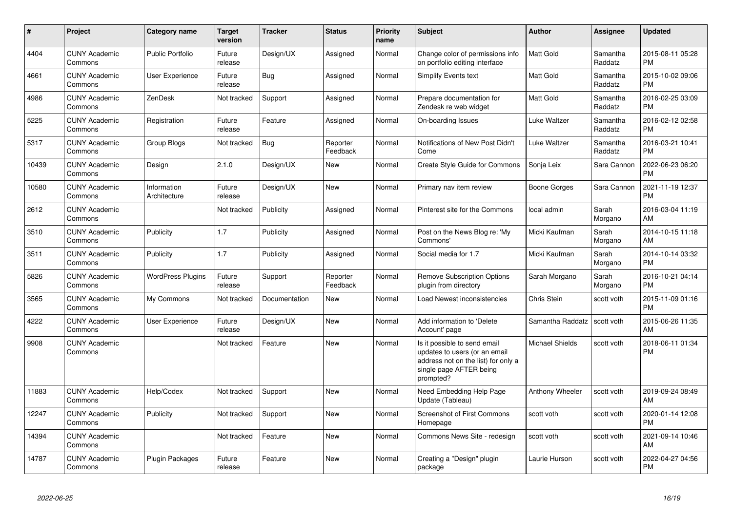| # | Project | Category name | Target version | Tracker | Status | Priority name | Subject | Author | Assignee | Updated |
|---|---|---|---|---|---|---|---|---|---|---|
| 4404 | CUNY Academic Commons | Public Portfolio | Future release | Design/UX | Assigned | Normal | Change color of permissions info on portfolio editing interface | Matt Gold | Samantha Raddatz | 2015-08-11 05:28 PM |
| 4661 | CUNY Academic Commons | User Experience | Future release | Bug | Assigned | Normal | Simplify Events text | Matt Gold | Samantha Raddatz | 2015-10-02 09:06 PM |
| 4986 | CUNY Academic Commons | ZenDesk | Not tracked | Support | Assigned | Normal | Prepare documentation for Zendesk re web widget | Matt Gold | Samantha Raddatz | 2016-02-25 03:09 PM |
| 5225 | CUNY Academic Commons | Registration | Future release | Feature | Assigned | Normal | On-boarding Issues | Luke Waltzer | Samantha Raddatz | 2016-02-12 02:58 PM |
| 5317 | CUNY Academic Commons | Group Blogs | Not tracked | Bug | Reporter Feedback | Normal | Notifications of New Post Didn't Come | Luke Waltzer | Samantha Raddatz | 2016-03-21 10:41 PM |
| 10439 | CUNY Academic Commons | Design | 2.1.0 | Design/UX | New | Normal | Create Style Guide for Commons | Sonja Leix | Sara Cannon | 2022-06-23 06:20 PM |
| 10580 | CUNY Academic Commons | Information Architecture | Future release | Design/UX | New | Normal | Primary nav item review | Boone Gorges | Sara Cannon | 2021-11-19 12:37 PM |
| 2612 | CUNY Academic Commons | | Not tracked | Publicity | Assigned | Normal | Pinterest site for the Commons | local admin | Sarah Morgano | 2016-03-04 11:19 AM |
| 3510 | CUNY Academic Commons | Publicity | 1.7 | Publicity | Assigned | Normal | Post on the News Blog re: 'My Commons' | Micki Kaufman | Sarah Morgano | 2014-10-15 11:18 AM |
| 3511 | CUNY Academic Commons | Publicity | 1.7 | Publicity | Assigned | Normal | Social media for 1.7 | Micki Kaufman | Sarah Morgano | 2014-10-14 03:32 PM |
| 5826 | CUNY Academic Commons | WordPress Plugins | Future release | Support | Reporter Feedback | Normal | Remove Subscription Options plugin from directory | Sarah Morgano | Sarah Morgano | 2016-10-21 04:14 PM |
| 3565 | CUNY Academic Commons | My Commons | Not tracked | Documentation | New | Normal | Load Newest inconsistencies | Chris Stein | scott voth | 2015-11-09 01:16 PM |
| 4222 | CUNY Academic Commons | User Experience | Future release | Design/UX | New | Normal | Add information to 'Delete Account' page | Samantha Raddatz | scott voth | 2015-06-26 11:35 AM |
| 9908 | CUNY Academic Commons | | Not tracked | Feature | New | Normal | Is it possible to send email updates to users (or an email address not on the list) for only a single page AFTER being prompted? | Michael Shields | scott voth | 2018-06-11 01:34 PM |
| 11883 | CUNY Academic Commons | Help/Codex | Not tracked | Support | New | Normal | Need Embedding Help Page Update (Tableau) | Anthony Wheeler | scott voth | 2019-09-24 08:49 AM |
| 12247 | CUNY Academic Commons | Publicity | Not tracked | Support | New | Normal | Screenshot of First Commons Homepage | scott voth | scott voth | 2020-01-14 12:08 PM |
| 14394 | CUNY Academic Commons | | Not tracked | Feature | New | Normal | Commons News Site - redesign | scott voth | scott voth | 2021-09-14 10:46 AM |
| 14787 | CUNY Academic Commons | Plugin Packages | Future release | Feature | New | Normal | Creating a "Design" plugin package | Laurie Hurson | scott voth | 2022-04-27 04:56 PM |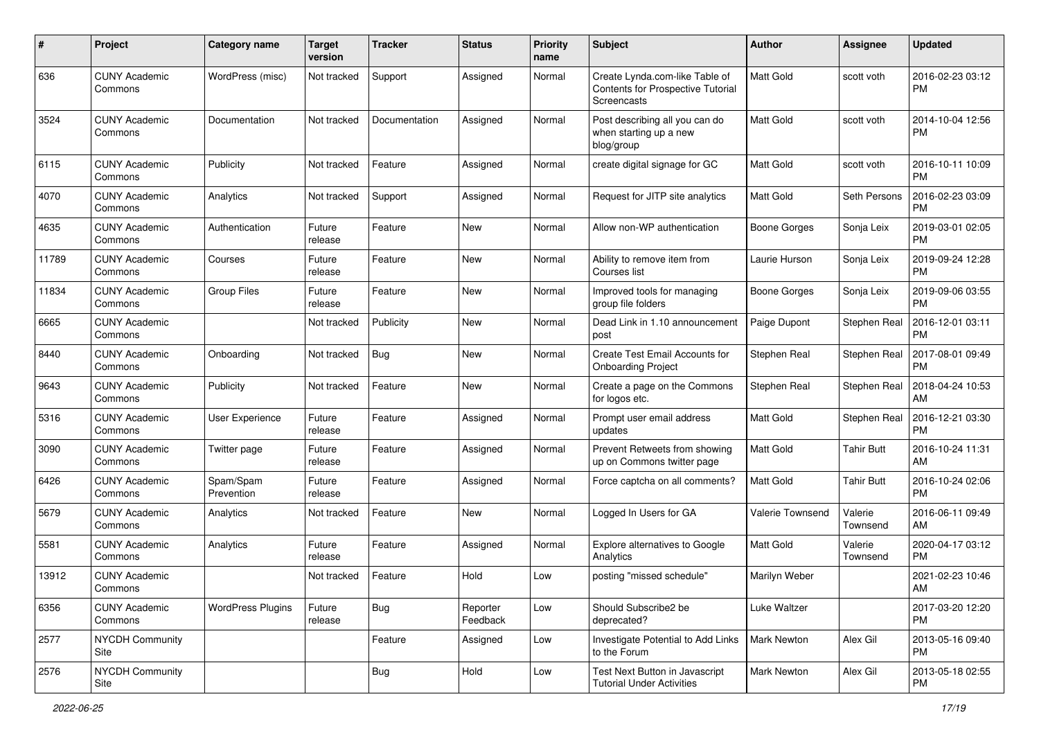| # | Project | Category name | Target version | Tracker | Status | Priority name | Subject | Author | Assignee | Updated |
|---|---|---|---|---|---|---|---|---|---|---|
| 636 | CUNY Academic Commons | WordPress (misc) | Not tracked | Support | Assigned | Normal | Create Lynda.com-like Table of Contents for Prospective Tutorial Screencasts | Matt Gold | scott voth | 2016-02-23 03:12 PM |
| 3524 | CUNY Academic Commons | Documentation | Not tracked | Documentation | Assigned | Normal | Post describing all you can do when starting up a new blog/group | Matt Gold | scott voth | 2014-10-04 12:56 PM |
| 6115 | CUNY Academic Commons | Publicity | Not tracked | Feature | Assigned | Normal | create digital signage for GC | Matt Gold | scott voth | 2016-10-11 10:09 PM |
| 4070 | CUNY Academic Commons | Analytics | Not tracked | Support | Assigned | Normal | Request for JITP site analytics | Matt Gold | Seth Persons | 2016-02-23 03:09 PM |
| 4635 | CUNY Academic Commons | Authentication | Future release | Feature | New | Normal | Allow non-WP authentication | Boone Gorges | Sonja Leix | 2019-03-01 02:05 PM |
| 11789 | CUNY Academic Commons | Courses | Future release | Feature | New | Normal | Ability to remove item from Courses list | Laurie Hurson | Sonja Leix | 2019-09-24 12:28 PM |
| 11834 | CUNY Academic Commons | Group Files | Future release | Feature | New | Normal | Improved tools for managing group file folders | Boone Gorges | Sonja Leix | 2019-09-06 03:55 PM |
| 6665 | CUNY Academic Commons | | Not tracked | Publicity | New | Normal | Dead Link in 1.10 announcement post | Paige Dupont | Stephen Real | 2016-12-01 03:11 PM |
| 8440 | CUNY Academic Commons | Onboarding | Not tracked | Bug | New | Normal | Create Test Email Accounts for Onboarding Project | Stephen Real | Stephen Real | 2017-08-01 09:49 PM |
| 9643 | CUNY Academic Commons | Publicity | Not tracked | Feature | New | Normal | Create a page on the Commons for logos etc. | Stephen Real | Stephen Real | 2018-04-24 10:53 AM |
| 5316 | CUNY Academic Commons | User Experience | Future release | Feature | Assigned | Normal | Prompt user email address updates | Matt Gold | Stephen Real | 2016-12-21 03:30 PM |
| 3090 | CUNY Academic Commons | Twitter page | Future release | Feature | Assigned | Normal | Prevent Retweets from showing up on Commons twitter page | Matt Gold | Tahir Butt | 2016-10-24 11:31 AM |
| 6426 | CUNY Academic Commons | Spam/Spam Prevention | Future release | Feature | Assigned | Normal | Force captcha on all comments? | Matt Gold | Tahir Butt | 2016-10-24 02:06 PM |
| 5679 | CUNY Academic Commons | Analytics | Not tracked | Feature | New | Normal | Logged In Users for GA | Valerie Townsend | Valerie Townsend | 2016-06-11 09:49 AM |
| 5581 | CUNY Academic Commons | Analytics | Future release | Feature | Assigned | Normal | Explore alternatives to Google Analytics | Matt Gold | Valerie Townsend | 2020-04-17 03:12 PM |
| 13912 | CUNY Academic Commons | | Not tracked | Feature | Hold | Low | posting "missed schedule" | Marilyn Weber | | 2021-02-23 10:46 AM |
| 6356 | CUNY Academic Commons | WordPress Plugins | Future release | Bug | Reporter Feedback | Low | Should Subscribe2 be deprecated? | Luke Waltzer | | 2017-03-20 12:20 PM |
| 2577 | NYCDH Community Site | | | Feature | Assigned | Low | Investigate Potential to Add Links to the Forum | Mark Newton | Alex Gil | 2013-05-16 09:40 PM |
| 2576 | NYCDH Community Site | | | Bug | Hold | Low | Test Next Button in Javascript Tutorial Under Activities | Mark Newton | Alex Gil | 2013-05-18 02:55 PM |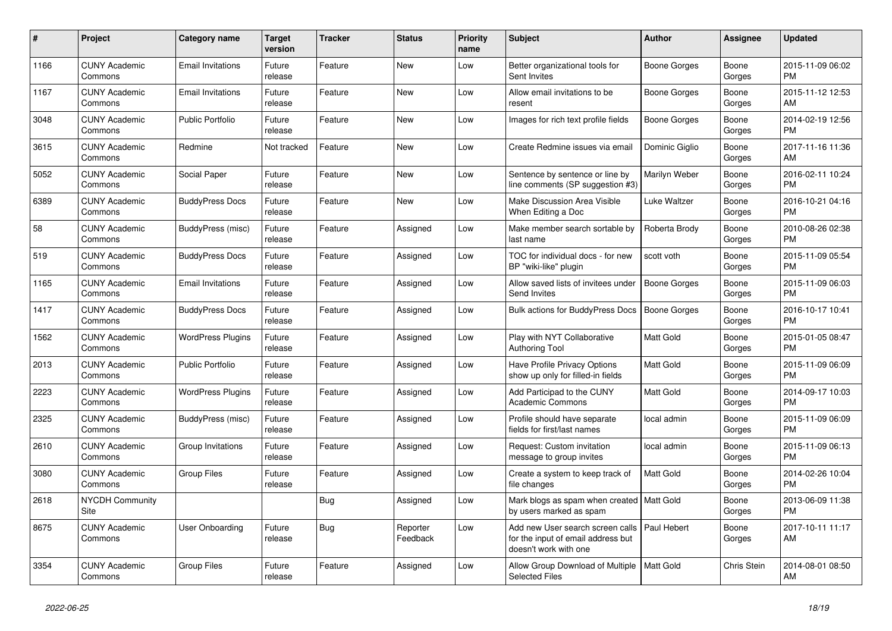| # | Project | Category name | Target version | Tracker | Status | Priority name | Subject | Author | Assignee | Updated |
|---|---|---|---|---|---|---|---|---|---|---|
| 1166 | CUNY Academic Commons | Email Invitations | Future release | Feature | New | Low | Better organizational tools for Sent Invites | Boone Gorges | Boone Gorges | 2015-11-09 06:02 PM |
| 1167 | CUNY Academic Commons | Email Invitations | Future release | Feature | New | Low | Allow email invitations to be resent | Boone Gorges | Boone Gorges | 2015-11-12 12:53 AM |
| 3048 | CUNY Academic Commons | Public Portfolio | Future release | Feature | New | Low | Images for rich text profile fields | Boone Gorges | Boone Gorges | 2014-02-19 12:56 PM |
| 3615 | CUNY Academic Commons | Redmine | Not tracked | Feature | New | Low | Create Redmine issues via email | Dominic Giglio | Boone Gorges | 2017-11-16 11:36 AM |
| 5052 | CUNY Academic Commons | Social Paper | Future release | Feature | New | Low | Sentence by sentence or line by line comments (SP suggestion #3) | Marilyn Weber | Boone Gorges | 2016-02-11 10:24 PM |
| 6389 | CUNY Academic Commons | BuddyPress Docs | Future release | Feature | New | Low | Make Discussion Area Visible When Editing a Doc | Luke Waltzer | Boone Gorges | 2016-10-21 04:16 PM |
| 58 | CUNY Academic Commons | BuddyPress (misc) | Future release | Feature | Assigned | Low | Make member search sortable by last name | Roberta Brody | Boone Gorges | 2010-08-26 02:38 PM |
| 519 | CUNY Academic Commons | BuddyPress Docs | Future release | Feature | Assigned | Low | TOC for individual docs - for new BP "wiki-like" plugin | scott voth | Boone Gorges | 2015-11-09 05:54 PM |
| 1165 | CUNY Academic Commons | Email Invitations | Future release | Feature | Assigned | Low | Allow saved lists of invitees under Send Invites | Boone Gorges | Boone Gorges | 2015-11-09 06:03 PM |
| 1417 | CUNY Academic Commons | BuddyPress Docs | Future release | Feature | Assigned | Low | Bulk actions for BuddyPress Docs | Boone Gorges | Boone Gorges | 2016-10-17 10:41 PM |
| 1562 | CUNY Academic Commons | WordPress Plugins | Future release | Feature | Assigned | Low | Play with NYT Collaborative Authoring Tool | Matt Gold | Boone Gorges | 2015-01-05 08:47 PM |
| 2013 | CUNY Academic Commons | Public Portfolio | Future release | Feature | Assigned | Low | Have Profile Privacy Options show up only for filled-in fields | Matt Gold | Boone Gorges | 2015-11-09 06:09 PM |
| 2223 | CUNY Academic Commons | WordPress Plugins | Future release | Feature | Assigned | Low | Add Participad to the CUNY Academic Commons | Matt Gold | Boone Gorges | 2014-09-17 10:03 PM |
| 2325 | CUNY Academic Commons | BuddyPress (misc) | Future release | Feature | Assigned | Low | Profile should have separate fields for first/last names | local admin | Boone Gorges | 2015-11-09 06:09 PM |
| 2610 | CUNY Academic Commons | Group Invitations | Future release | Feature | Assigned | Low | Request: Custom invitation message to group invites | local admin | Boone Gorges | 2015-11-09 06:13 PM |
| 3080 | CUNY Academic Commons | Group Files | Future release | Feature | Assigned | Low | Create a system to keep track of file changes | Matt Gold | Boone Gorges | 2014-02-26 10:04 PM |
| 2618 | NYCDH Community Site | | | Bug | Assigned | Low | Mark blogs as spam when created by users marked as spam | Matt Gold | Boone Gorges | 2013-06-09 11:38 PM |
| 8675 | CUNY Academic Commons | User Onboarding | Future release | Bug | Reporter Feedback | Low | Add new User search screen calls for the input of email address but doesn't work with one | Paul Hebert | Boone Gorges | 2017-10-11 11:17 AM |
| 3354 | CUNY Academic Commons | Group Files | Future release | Feature | Assigned | Low | Allow Group Download of Multiple Selected Files | Matt Gold | Chris Stein | 2014-08-01 08:50 AM |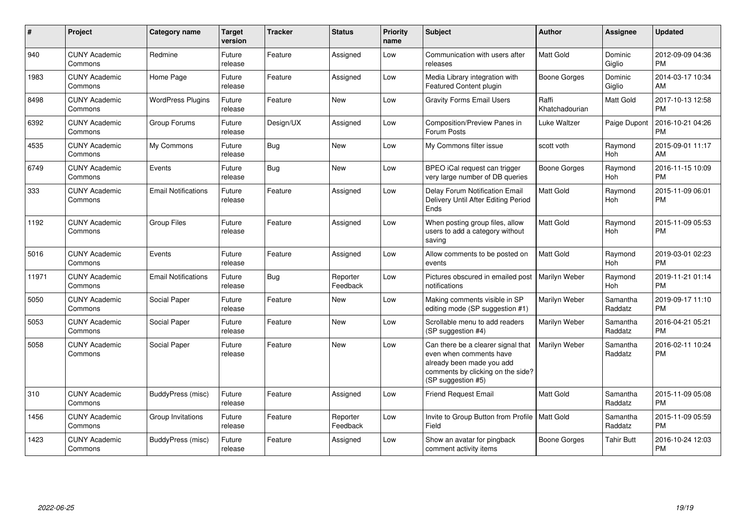| # | Project | Category name | Target version | Tracker | Status | Priority name | Subject | Author | Assignee | Updated |
|---|---|---|---|---|---|---|---|---|---|---|
| 940 | CUNY Academic Commons | Redmine | Future release | Feature | Assigned | Low | Communication with users after releases | Matt Gold | Dominic Giglio | 2012-09-09 04:36 PM |
| 1983 | CUNY Academic Commons | Home Page | Future release | Feature | Assigned | Low | Media Library integration with Featured Content plugin | Boone Gorges | Dominic Giglio | 2014-03-17 10:34 AM |
| 8498 | CUNY Academic Commons | WordPress Plugins | Future release | Feature | New | Low | Gravity Forms Email Users | Raffi Khatchadourian | Matt Gold | 2017-10-13 12:58 PM |
| 6392 | CUNY Academic Commons | Group Forums | Future release | Design/UX | Assigned | Low | Composition/Preview Panes in Forum Posts | Luke Waltzer | Paige Dupont | 2016-10-21 04:26 PM |
| 4535 | CUNY Academic Commons | My Commons | Future release | Bug | New | Low | My Commons filter issue | scott voth | Raymond Hoh | 2015-09-01 11:17 AM |
| 6749 | CUNY Academic Commons | Events | Future release | Bug | New | Low | BPEO iCal request can trigger very large number of DB queries | Boone Gorges | Raymond Hoh | 2016-11-15 10:09 PM |
| 333 | CUNY Academic Commons | Email Notifications | Future release | Feature | Assigned | Low | Delay Forum Notification Email Delivery Until After Editing Period Ends | Matt Gold | Raymond Hoh | 2015-11-09 06:01 PM |
| 1192 | CUNY Academic Commons | Group Files | Future release | Feature | Assigned | Low | When posting group files, allow users to add a category without saving | Matt Gold | Raymond Hoh | 2015-11-09 05:53 PM |
| 5016 | CUNY Academic Commons | Events | Future release | Feature | Assigned | Low | Allow comments to be posted on events | Matt Gold | Raymond Hoh | 2019-03-01 02:23 PM |
| 11971 | CUNY Academic Commons | Email Notifications | Future release | Bug | Reporter Feedback | Low | Pictures obscured in emailed post notifications | Marilyn Weber | Raymond Hoh | 2019-11-21 01:14 PM |
| 5050 | CUNY Academic Commons | Social Paper | Future release | Feature | New | Low | Making comments visible in SP editing mode (SP suggestion #1) | Marilyn Weber | Samantha Raddatz | 2019-09-17 11:10 PM |
| 5053 | CUNY Academic Commons | Social Paper | Future release | Feature | New | Low | Scrollable menu to add readers (SP suggestion #4) | Marilyn Weber | Samantha Raddatz | 2016-04-21 05:21 PM |
| 5058 | CUNY Academic Commons | Social Paper | Future release | Feature | New | Low | Can there be a clearer signal that even when comments have already been made you add comments by clicking on the side? (SP suggestion #5) | Marilyn Weber | Samantha Raddatz | 2016-02-11 10:24 PM |
| 310 | CUNY Academic Commons | BuddyPress (misc) | Future release | Feature | Assigned | Low | Friend Request Email | Matt Gold | Samantha Raddatz | 2015-11-09 05:08 PM |
| 1456 | CUNY Academic Commons | Group Invitations | Future release | Feature | Reporter Feedback | Low | Invite to Group Button from Profile Field | Matt Gold | Samantha Raddatz | 2015-11-09 05:59 PM |
| 1423 | CUNY Academic Commons | BuddyPress (misc) | Future release | Feature | Assigned | Low | Show an avatar for pingback comment activity items | Boone Gorges | Tahir Butt | 2016-10-24 12:03 PM |